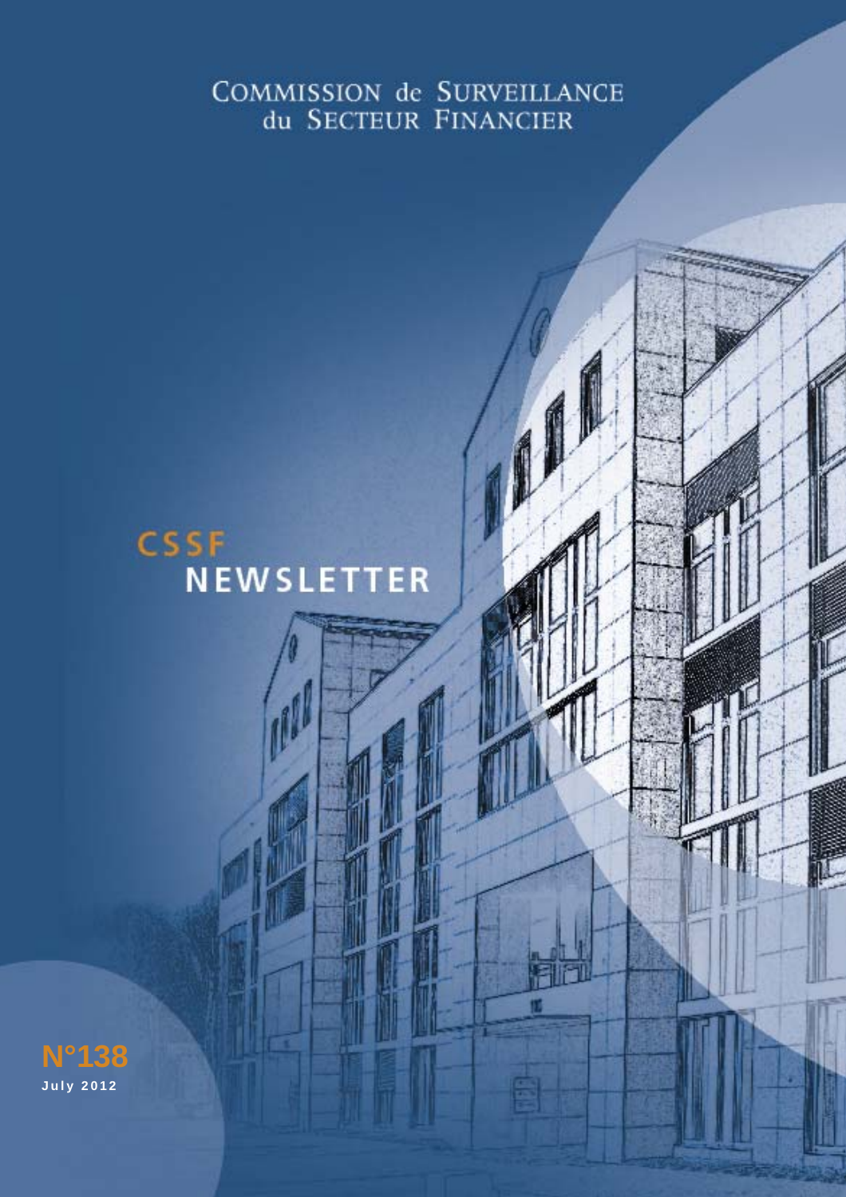COMMISSION de SURVEILLANCE du SECTEUR FINANCIER

# CSSF NEWSLETTER

**N°138**

July 2012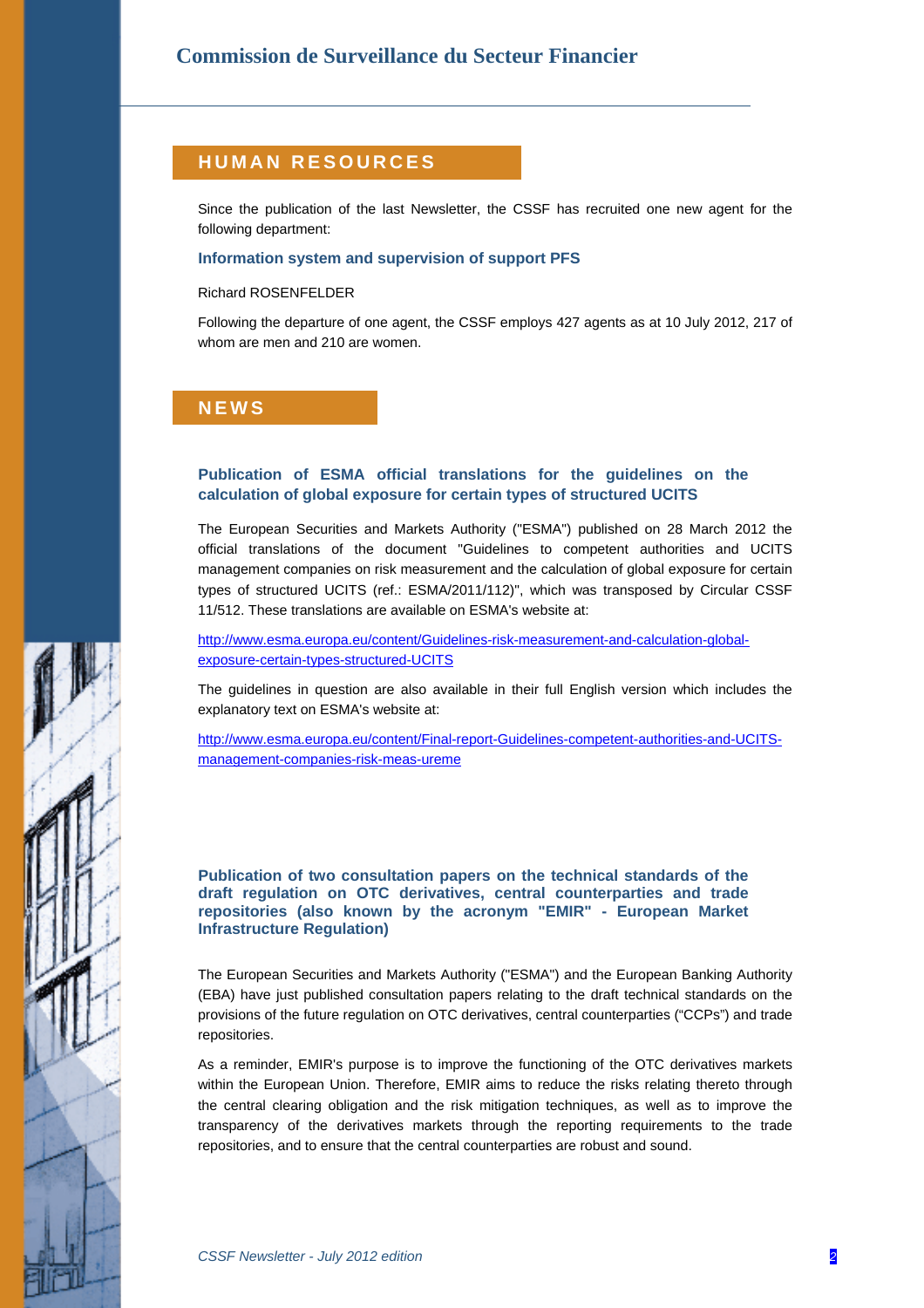## HUMAN RESOURCES

Since the publication of the last Newsletter, the CSSF has recruited one new agent for the following department:

**Information system and supervision of support PFS**

Richard ROSENFELDER

Following the departure of one agent, the CSSF employs 427 agents as at 10 July 2012, 217 of whom are men and 210 are women.

## NEWS

### Publication of ESMA official translations for the guidelines on the calculation of global exposure for certain types of structured UCITS

The European Securities and Markets Authority ("ESMA") published on 28 March 2012 the official translations of the document "Guidelines to competent authorities and UCITS management companies on risk measurement and the calculation of global exposure for certain types of structured UCITS (ref.: ESMA/2011/112)", which was transposed by Circular CSSF 11/512. These translations are available on ESMA's website at:

http://www.esma.europa.eu/content/Guidelines-risk-measurement-and-calculation-global-exposure-certain-types-structured-UCITS

The guidelines in question are also available in their full English version which includes the explanatory text on ESMA's website at:

http://www.esma.europa.eu/content/Final-report-Guidelines-competent-authorities-and-UCITS-management-companies-risk-meas-ureme

### Publication of two consultation papers on the technical standards of the draft regulation on OTC derivatives, central counterparties and trade repositories (also known by the acronym "EMIR" - European Market Infrastructure Regulation)

The European Securities and Markets Authority ("ESMA") and the European Banking Authority (EBA) have just published consultation papers relating to the draft technical standards on the provisions of the future regulation on OTC derivatives, central counterparties ("CCPs") and trade repositories.

As a reminder, EMIR's purpose is to improve the functioning of the OTC derivatives markets within the European Union. Therefore, EMIR aims to reduce the risks relating thereto through the central clearing obligation and the risk mitigation techniques, as well as to improve the transparency of the derivatives markets through the reporting requirements to the trade repositories, and to ensure that the central counterparties are robust and sound.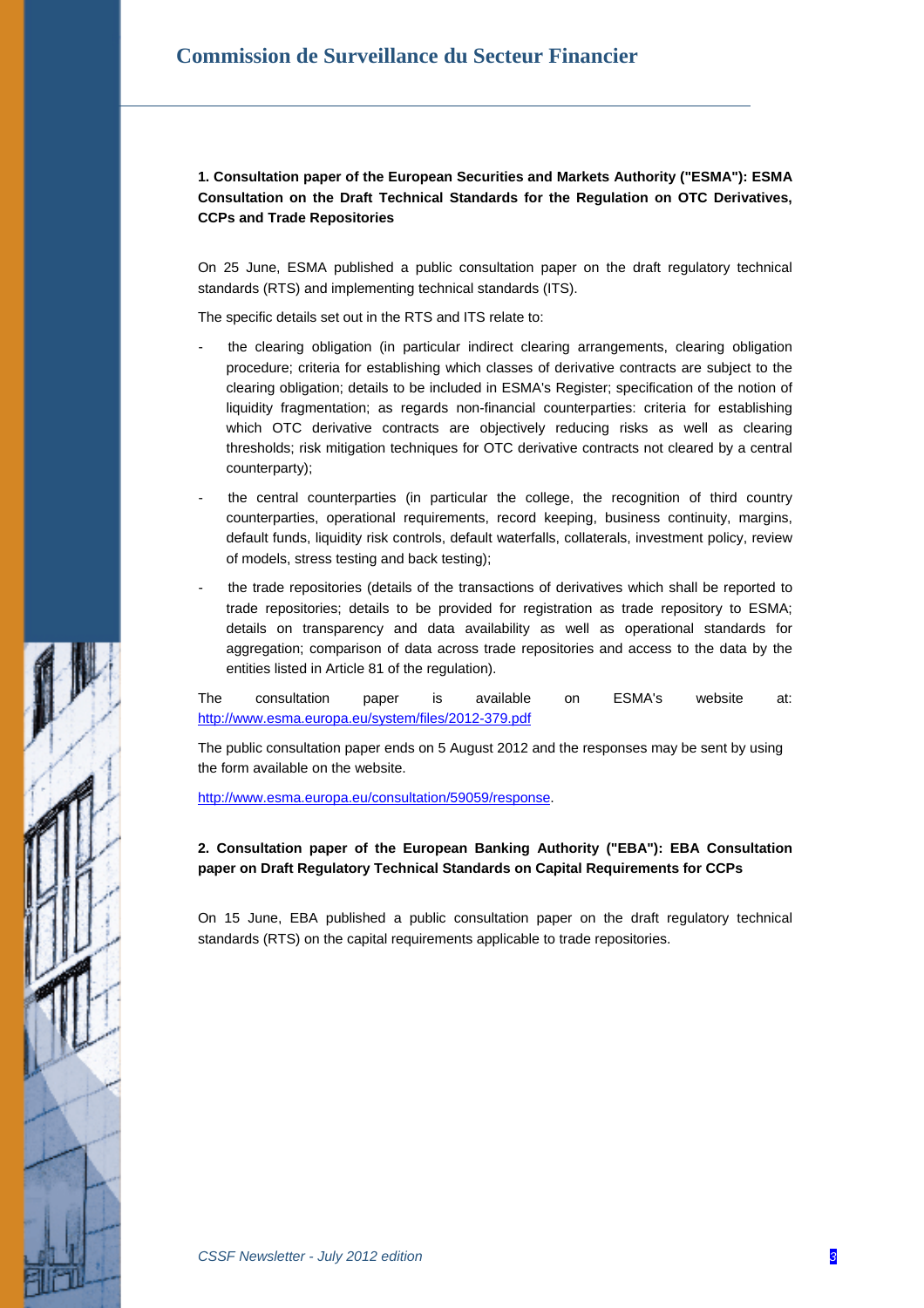**1. Consultation paper of the European Securities and Markets Authority ("ESMA"): ESMA Consultation on the Draft Technical Standards for the Regulation on OTC Derivatives, CCPs and Trade Repositories**

On 25 June, ESMA published a public consultation paper on the draft regulatory technical standards (RTS) and implementing technical standards (ITS).

The specific details set out in the RTS and ITS relate to:

- the clearing obligation (in particular indirect clearing arrangements, clearing obligation procedure; criteria for establishing which classes of derivative contracts are subject to the clearing obligation; details to be included in ESMA's Register; specification of the notion of liquidity fragmentation; as regards non-financial counterparties: criteria for establishing which OTC derivative contracts are objectively reducing risks as well as clearing thresholds; risk mitigation techniques for OTC derivative contracts not cleared by a central counterparty);
- the central counterparties (in particular the college, the recognition of third country counterparties, operational requirements, record keeping, business continuity, margins, default funds, liquidity risk controls, default waterfalls, collaterals, investment policy, review of models, stress testing and back testing);
- the trade repositories (details of the transactions of derivatives which shall be reported to trade repositories; details to be provided for registration as trade repository to ESMA; details on transparency and data availability as well as operational standards for aggregation; comparison of data across trade repositories and access to the data by the entities listed in Article 81 of the regulation).

The consultation paper is available on ESMA's website at: http://www.esma.europa.eu/system/files/2012-379.pdf

The public consultation paper ends on 5 August 2012 and the responses may be sent by using the form available on the website.

http://www.esma.europa.eu/consultation/59059/response.

**2. Consultation paper of the European Banking Authority ("EBA"): EBA Consultation paper on Draft Regulatory Technical Standards on Capital Requirements for CCPs**

On 15 June, EBA published a public consultation paper on the draft regulatory technical standards (RTS) on the capital requirements applicable to trade repositories.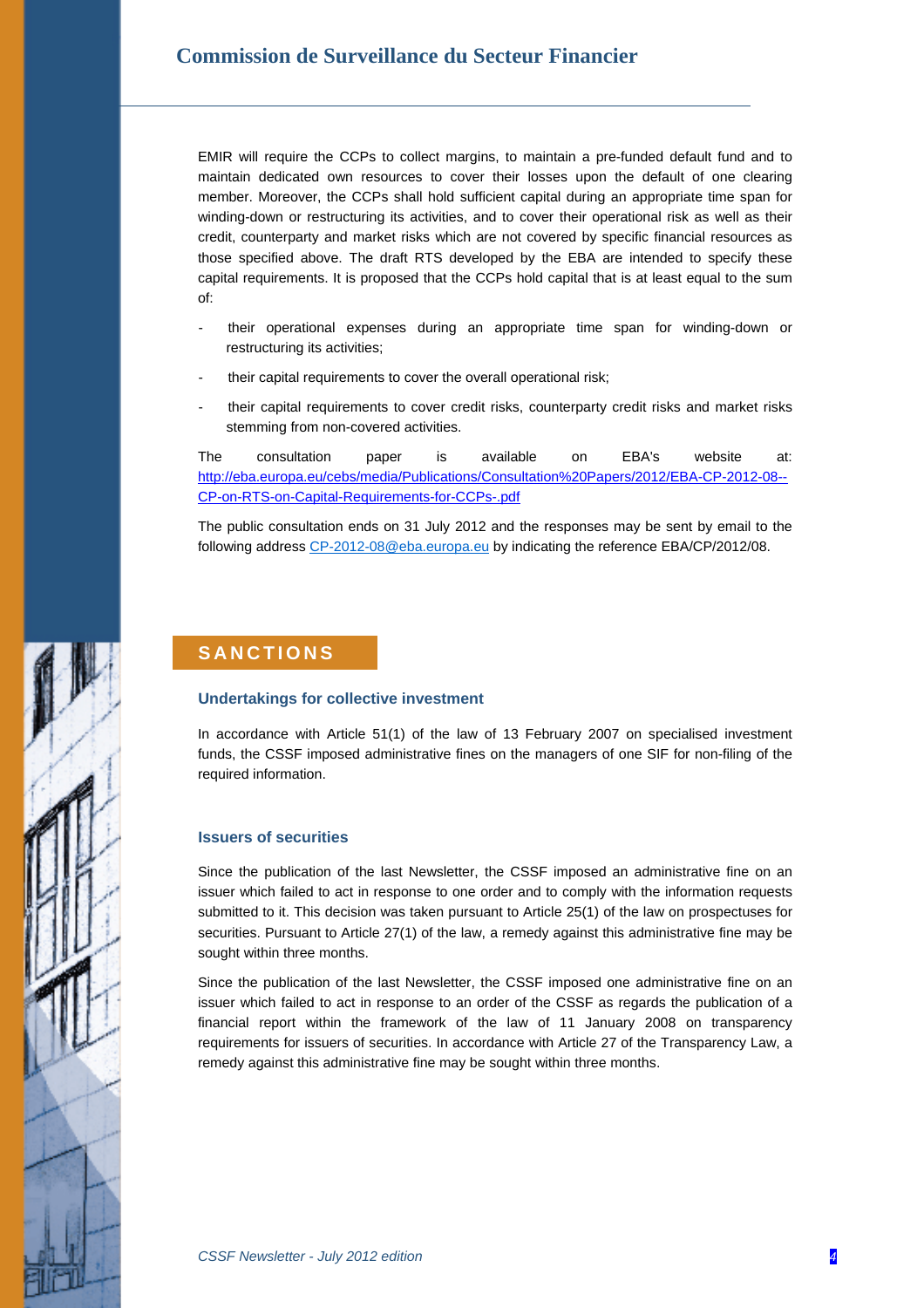EMIR will require the CCPs to collect margins, to maintain a pre-funded default fund and to maintain dedicated own resources to cover their losses upon the default of one clearing member. Moreover, the CCPs shall hold sufficient capital during an appropriate time span for winding-down or restructuring its activities, and to cover their operational risk as well as their credit, counterparty and market risks which are not covered by specific financial resources as those specified above. The draft RTS developed by the EBA are intended to specify these capital requirements. It is proposed that the CCPs hold capital that is at least equal to the sum of:

- their operational expenses during an appropriate time span for winding-down or restructuring its activities;
- their capital requirements to cover the overall operational risk;
- their capital requirements to cover credit risks, counterparty credit risks and market risks stemming from non-covered activities.

The consultation paper is available on EBA's website at: http://eba.europa.eu/cebs/media/Publications/Consultation%20Papers/2012/EBA-CP-2012-08--CP-on-RTS-on-Capital-Requirements-for-CCPs-.pdf

The public consultation ends on 31 July 2012 and the responses may be sent by email to the following address CP-2012-08@eba.europa.eu by indicating the reference EBA/CP/2012/08.

## SANCTIONS

### Undertakings for collective investment

In accordance with Article 51(1) of the law of 13 February 2007 on specialised investment funds, the CSSF imposed administrative fines on the managers of one SIF for non-filing of the required information.

### Issuers of securities

Since the publication of the last Newsletter, the CSSF imposed an administrative fine on an issuer which failed to act in response to one order and to comply with the information requests submitted to it. This decision was taken pursuant to Article 25(1) of the law on prospectuses for securities. Pursuant to Article 27(1) of the law, a remedy against this administrative fine may be sought within three months.

Since the publication of the last Newsletter, the CSSF imposed one administrative fine on an issuer which failed to act in response to an order of the CSSF as regards the publication of a financial report within the framework of the law of 11 January 2008 on transparency requirements for issuers of securities. In accordance with Article 27 of the Transparency Law, a remedy against this administrative fine may be sought within three months.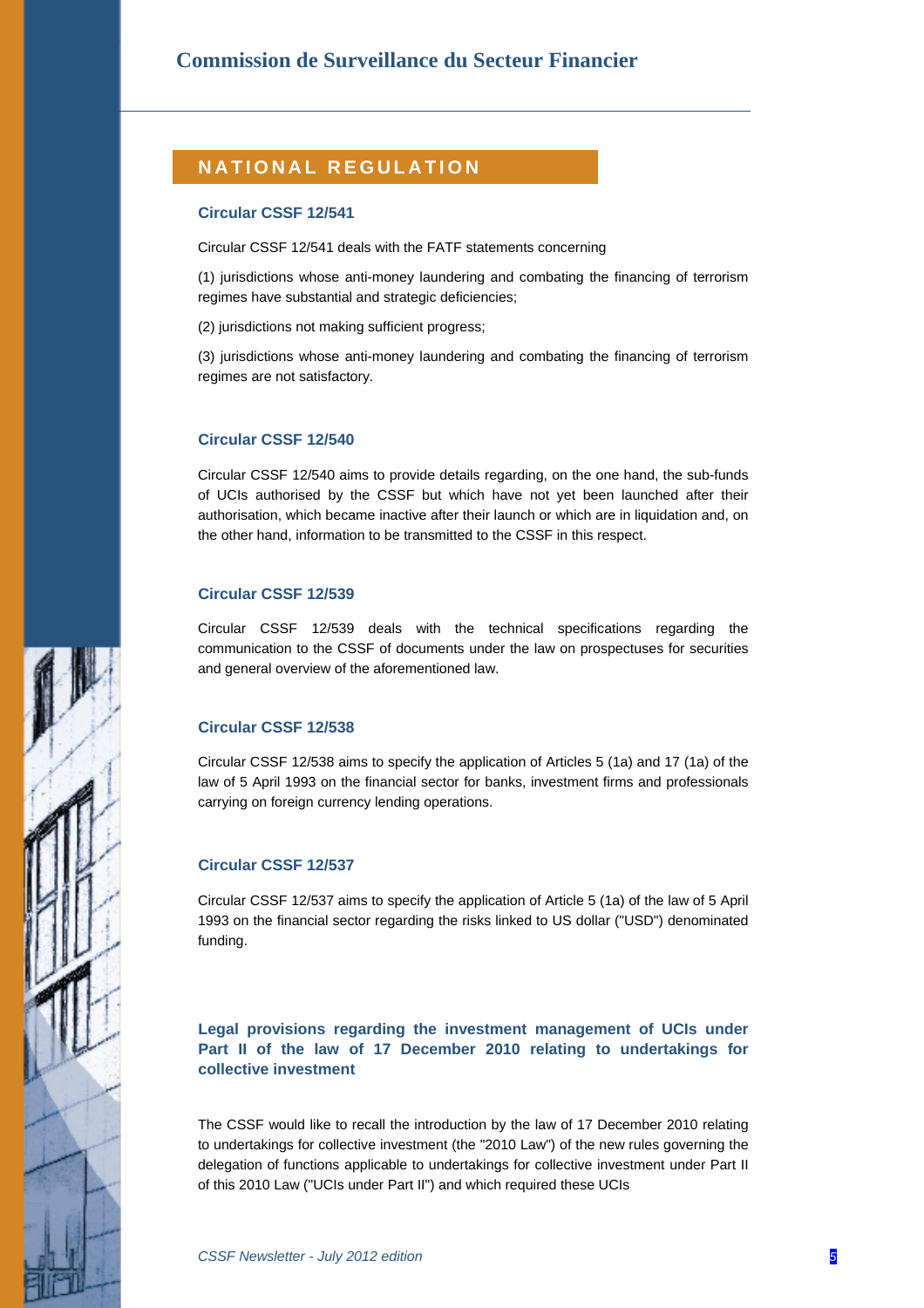## NATIONAL REGULATION

### Circular CSSF 12/541

Circular CSSF 12/541 deals with the FATF statements concerning

(1) jurisdictions whose anti-money laundering and combating the financing of terrorism regimes have substantial and strategic deficiencies;

(2) jurisdictions not making sufficient progress;

(3) jurisdictions whose anti-money laundering and combating the financing of terrorism regimes are not satisfactory.

### Circular CSSF 12/540

Circular CSSF 12/540 aims to provide details regarding, on the one hand, the sub-funds of UCIs authorised by the CSSF but which have not yet been launched after their authorisation, which became inactive after their launch or which are in liquidation and, on the other hand, information to be transmitted to the CSSF in this respect.

### Circular CSSF 12/539

Circular CSSF 12/539 deals with the technical specifications regarding the communication to the CSSF of documents under the law on prospectuses for securities and general overview of the aforementioned law.

### Circular CSSF 12/538

Circular CSSF 12/538 aims to specify the application of Articles 5 (1a) and 17 (1a) of the law of 5 April 1993 on the financial sector for banks, investment firms and professionals carrying on foreign currency lending operations.

### Circular CSSF 12/537

Circular CSSF 12/537 aims to specify the application of Article 5 (1a) of the law of 5 April 1993 on the financial sector regarding the risks linked to US dollar ("USD") denominated funding.

### Legal provisions regarding the investment management of UCIs under Part II of the law of 17 December 2010 relating to undertakings for collective investment

The CSSF would like to recall the introduction by the law of 17 December 2010 relating to undertakings for collective investment (the "2010 Law") of the new rules governing the delegation of functions applicable to undertakings for collective investment under Part II of this 2010 Law ("UCIs under Part II") and which required these UCIs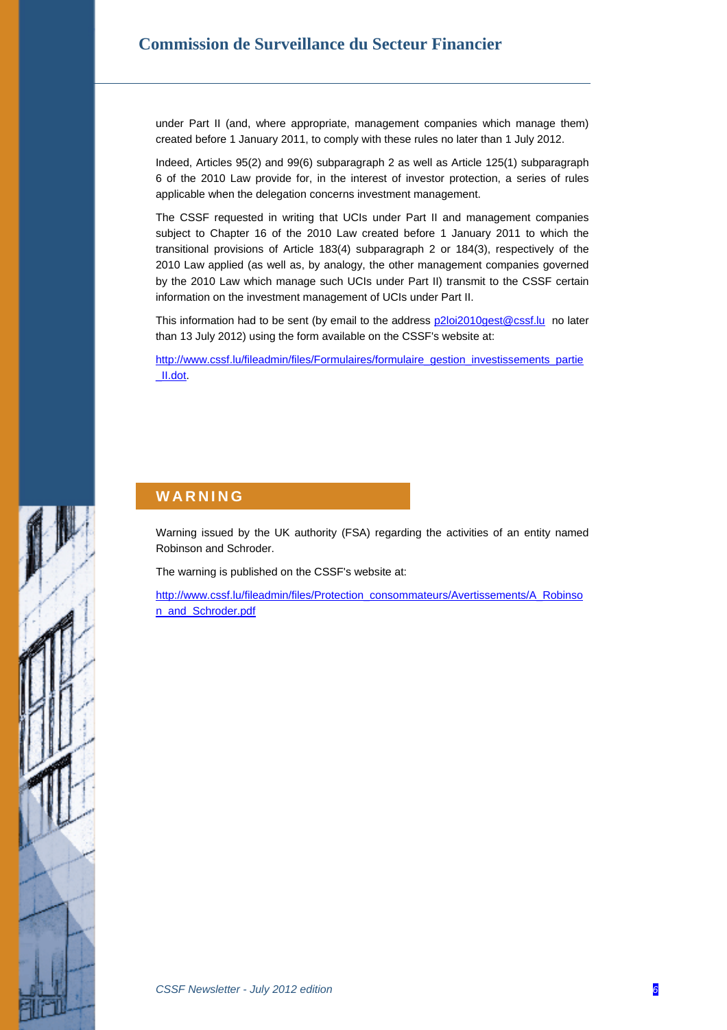under Part II (and, where appropriate, management companies which manage them) created before 1 January 2011, to comply with these rules no later than 1 July 2012.

Indeed, Articles 95(2) and 99(6) subparagraph 2 as well as Article 125(1) subparagraph 6 of the 2010 Law provide for, in the interest of investor protection, a series of rules applicable when the delegation concerns investment management.

The CSSF requested in writing that UCIs under Part II and management companies subject to Chapter 16 of the 2010 Law created before 1 January 2011 to which the transitional provisions of Article 183(4) subparagraph 2 or 184(3), respectively of the 2010 Law applied (as well as, by analogy, the other management companies governed by the 2010 Law which manage such UCIs under Part II) transmit to the CSSF certain information on the investment management of UCIs under Part II.

This information had to be sent (by email to the address p2loi2010gest@cssf.lu no later than 13 July 2012) using the form available on the CSSF's website at:

http://www.cssf.lu/fileadmin/files/Formulaires/formulaire_gestion_investissements_partie_II.dot.

## WARNING

Warning issued by the UK authority (FSA) regarding the activities of an entity named Robinson and Schroder.

The warning is published on the CSSF's website at:

http://www.cssf.lu/fileadmin/files/Protection_consommateurs/Avertissements/A_Robinson_and_Schroder.pdf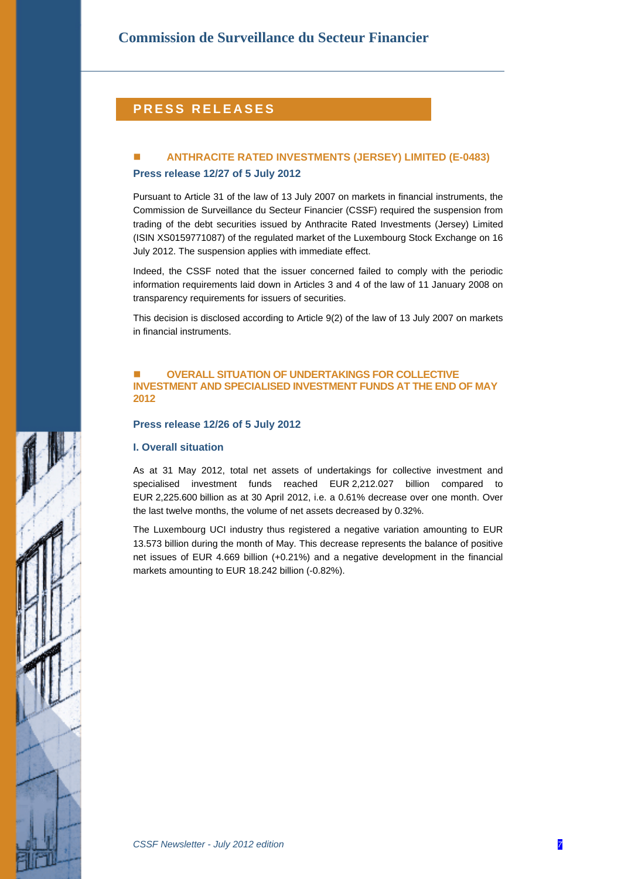## PRESS RELEASES

### ANTHRACITE RATED INVESTMENTS (JERSEY) LIMITED (E-0483)

**Press release 12/27 of 5 July 2012**

Pursuant to Article 31 of the law of 13 July 2007 on markets in financial instruments, the Commission de Surveillance du Secteur Financier (CSSF) required the suspension from trading of the debt securities issued by Anthracite Rated Investments (Jersey) Limited (ISIN XS0159771087) of the regulated market of the Luxembourg Stock Exchange on 16 July 2012. The suspension applies with immediate effect.

Indeed, the CSSF noted that the issuer concerned failed to comply with the periodic information requirements laid down in Articles 3 and 4 of the law of 11 January 2008 on transparency requirements for issuers of securities.

This decision is disclosed according to Article 9(2) of the law of 13 July 2007 on markets in financial instruments.

### OVERALL SITUATION OF UNDERTAKINGS FOR COLLECTIVE INVESTMENT AND SPECIALISED INVESTMENT FUNDS AT THE END OF MAY 2012

**Press release 12/26 of 5 July 2012**

#### I. Overall situation

As at 31 May 2012, total net assets of undertakings for collective investment and specialised investment funds reached EUR 2,212.027 billion compared to EUR 2,225.600 billion as at 30 April 2012, i.e. a 0.61% decrease over one month. Over the last twelve months, the volume of net assets decreased by 0.32%.

The Luxembourg UCI industry thus registered a negative variation amounting to EUR 13.573 billion during the month of May. This decrease represents the balance of positive net issues of EUR 4.669 billion (+0.21%) and a negative development in the financial markets amounting to EUR 18.242 billion (-0.82%).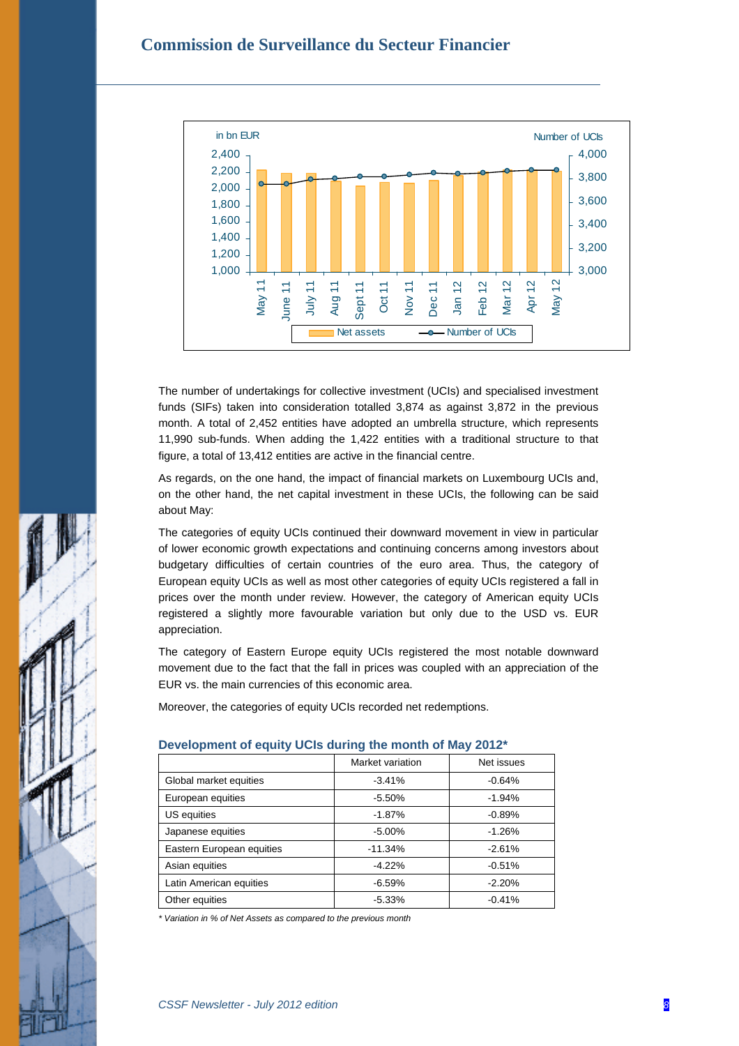The number of undertakings for collective investment (UCIs) and specialised investment funds (SIFs) taken into consideration totalled 3,874 as against 3,872 in the previous month. A total of 2,452 entities have adopted an umbrella structure, which represents 11,990 sub-funds. When adding the 1,422 entities with a traditional structure to that figure, a total of 13,412 entities are active in the financial centre.

As regards, on the one hand, the impact of financial markets on Luxembourg UCIs and, on the other hand, the net capital investment in these UCIs, the following can be said about May:

The categories of equity UCIs continued their downward movement in view in particular of lower economic growth expectations and continuing concerns among investors about budgetary difficulties of certain countries of the euro area. Thus, the category of European equity UCIs as well as most other categories of equity UCIs registered a fall in prices over the month under review. However, the category of American equity UCIs registered a slightly more favourable variation but only due to the USD vs. EUR appreciation.

The category of Eastern Europe equity UCIs registered the most notable downward movement due to the fact that the fall in prices was coupled with an appreciation of the EUR vs. the main currencies of this economic area.

Moreover, the categories of equity UCIs recorded net redemptions.

### Development of equity UCIs during the month of May 2012*

| | Market variation | Net issues |
|---|---|---|
| Global market equities | -3.41% | -0.64% |
| European equities | -5.50% | -1.94% |
| US equities | -1.87% | -0.89% |
| Japanese equities | -5.00% | -1.26% |
| Eastern European equities | -11.34% | -2.61% |
| Asian equities | -4.22% | -0.51% |
| Latin American equities | -6.59% | -2.20% |
| Other equities | -5.33% | -0.41% |

*\* Variation in % of Net Assets as compared to the previous month*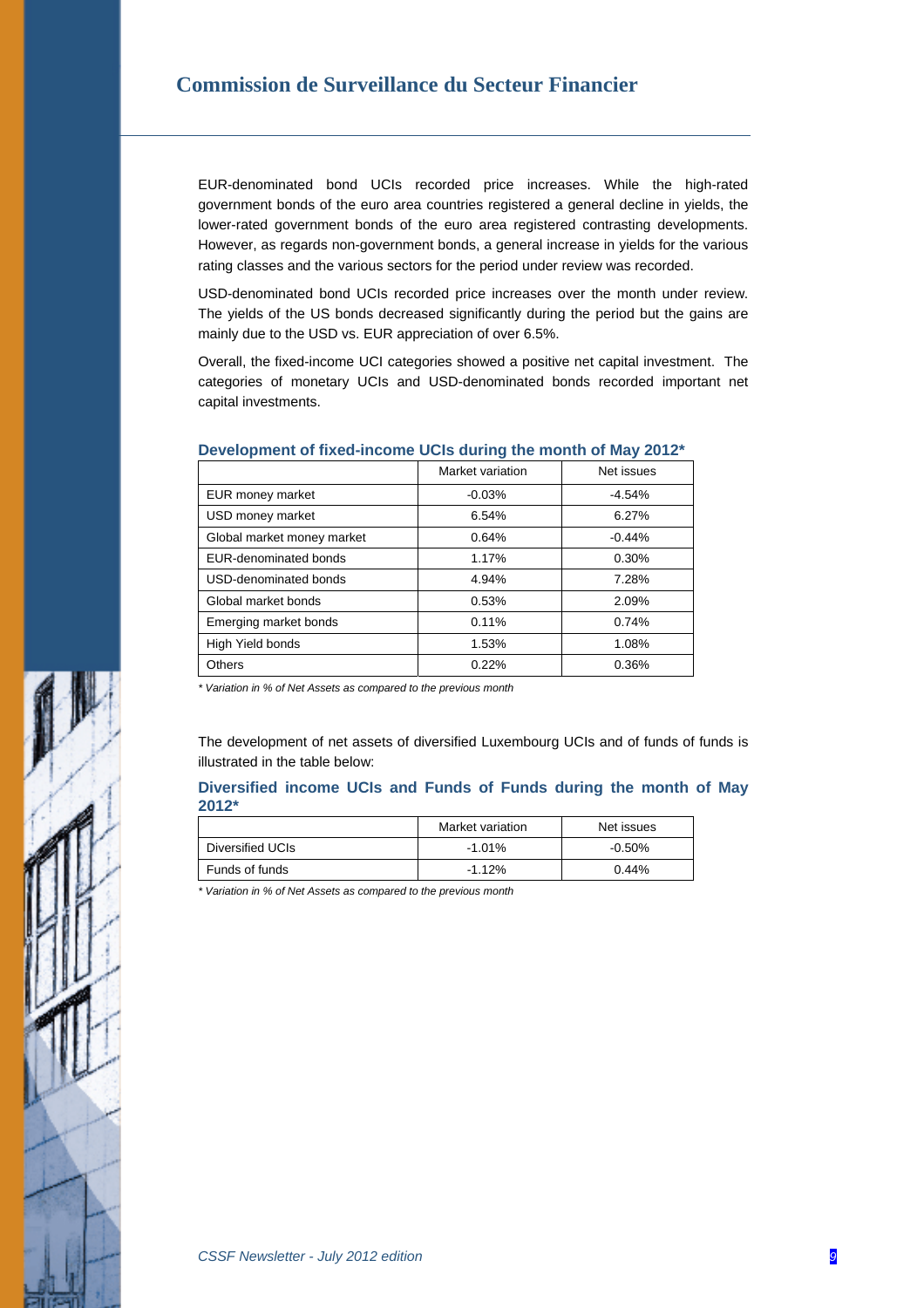EUR-denominated bond UCIs recorded price increases. While the high-rated government bonds of the euro area countries registered a general decline in yields, the lower-rated government bonds of the euro area registered contrasting developments. However, as regards non-government bonds, a general increase in yields for the various rating classes and the various sectors for the period under review was recorded.

USD-denominated bond UCIs recorded price increases over the month under review. The yields of the US bonds decreased significantly during the period but the gains are mainly due to the USD vs. EUR appreciation of over 6.5%.

Overall, the fixed-income UCI categories showed a positive net capital investment. The categories of monetary UCIs and USD-denominated bonds recorded important net capital investments.

### Development of fixed-income UCIs during the month of May 2012*

| | Market variation | Net issues |
|---|---|---|
| EUR money market | -0.03% | -4.54% |
| USD money market | 6.54% | 6.27% |
| Global market money market | 0.64% | -0.44% |
| EUR-denominated bonds | 1.17% | 0.30% |
| USD-denominated bonds | 4.94% | 7.28% |
| Global market bonds | 0.53% | 2.09% |
| Emerging market bonds | 0.11% | 0.74% |
| High Yield bonds | 1.53% | 1.08% |
| Others | 0.22% | 0.36% |

*\* Variation in % of Net Assets as compared to the previous month*

The development of net assets of diversified Luxembourg UCIs and of funds of funds is illustrated in the table below:

### Diversified income UCIs and Funds of Funds during the month of May 2012*

| | Market variation | Net issues |
|---|---|---|
| Diversified UCIs | -1.01% | -0.50% |
| Funds of funds | -1.12% | 0.44% |

*\* Variation in % of Net Assets as compared to the previous month*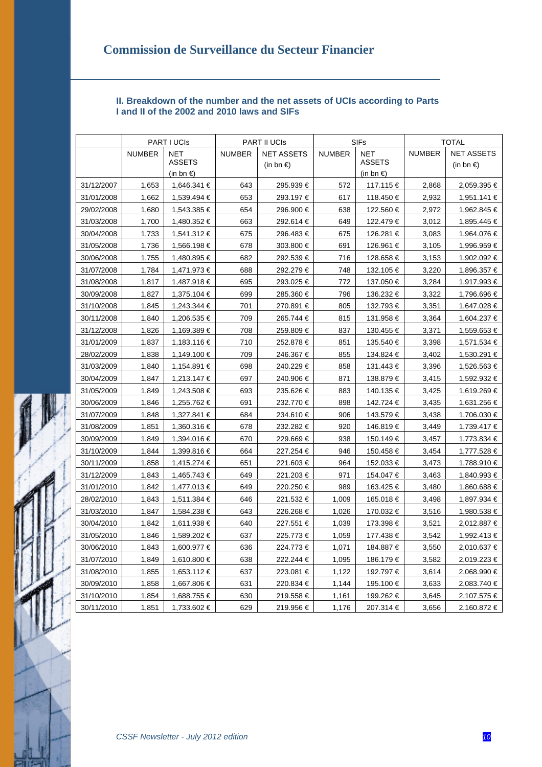## II. Breakdown of the number and the net assets of UCIs according to Parts I and II of the 2002 and 2010 laws and SIFs

| | PART I UCIs | | PART II UCIs | | SIFs | | TOTAL | |
|---|---|---|---|---|---|---|---|---|
| | NUMBER | NET ASSETS (in bn €) | NUMBER | NET ASSETS (in bn €) | NUMBER | NET ASSETS (in bn €) | NUMBER | NET ASSETS (in bn €) |
| 31/12/2007 | 1,653 | 1,646.341 € | 643 | 295.939 € | 572 | 117.115 € | 2,868 | 2,059.395 € |
| 31/01/2008 | 1,662 | 1,539.494 € | 653 | 293.197 € | 617 | 118.450 € | 2,932 | 1,951.141 € |
| 29/02/2008 | 1,680 | 1,543.385 € | 654 | 296.900 € | 638 | 122.560 € | 2,972 | 1,962.845 € |
| 31/03/2008 | 1,700 | 1,480.352 € | 663 | 292.614 € | 649 | 122.479 € | 3,012 | 1,895.445 € |
| 30/04/2008 | 1,733 | 1,541.312 € | 675 | 296.483 € | 675 | 126.281 € | 3,083 | 1,964.076 € |
| 31/05/2008 | 1,736 | 1,566.198 € | 678 | 303.800 € | 691 | 126.961 € | 3,105 | 1,996.959 € |
| 30/06/2008 | 1,755 | 1,480.895 € | 682 | 292.539 € | 716 | 128.658 € | 3,153 | 1,902.092 € |
| 31/07/2008 | 1,784 | 1,471.973 € | 688 | 292.279 € | 748 | 132.105 € | 3,220 | 1,896.357 € |
| 31/08/2008 | 1,817 | 1,487.918 € | 695 | 293.025 € | 772 | 137.050 € | 3,284 | 1,917.993 € |
| 30/09/2008 | 1,827 | 1,375.104 € | 699 | 285.360 € | 796 | 136.232 € | 3,322 | 1,796.696 € |
| 31/10/2008 | 1,845 | 1,243.344 € | 701 | 270.891 € | 805 | 132.793 € | 3,351 | 1,647.028 € |
| 30/11/2008 | 1,840 | 1,206.535 € | 709 | 265.744 € | 815 | 131.958 € | 3,364 | 1,604.237 € |
| 31/12/2008 | 1,826 | 1,169.389 € | 708 | 259.809 € | 837 | 130.455 € | 3,371 | 1,559.653 € |
| 31/01/2009 | 1,837 | 1,183.116 € | 710 | 252.878 € | 851 | 135.540 € | 3,398 | 1,571.534 € |
| 28/02/2009 | 1,838 | 1,149.100 € | 709 | 246.367 € | 855 | 134.824 € | 3,402 | 1,530.291 € |
| 31/03/2009 | 1,840 | 1,154.891 € | 698 | 240.229 € | 858 | 131.443 € | 3,396 | 1,526.563 € |
| 30/04/2009 | 1,847 | 1,213.147 € | 697 | 240.906 € | 871 | 138.879 € | 3,415 | 1,592.932 € |
| 31/05/2009 | 1,849 | 1,243.508 € | 693 | 235.626 € | 883 | 140.135 € | 3,425 | 1,619.269 € |
| 30/06/2009 | 1,846 | 1,255.762 € | 691 | 232.770 € | 898 | 142.724 € | 3,435 | 1,631.256 € |
| 31/07/2009 | 1,848 | 1,327.841 € | 684 | 234.610 € | 906 | 143.579 € | 3,438 | 1,706.030 € |
| 31/08/2009 | 1,851 | 1,360.316 € | 678 | 232.282 € | 920 | 146.819 € | 3,449 | 1,739.417 € |
| 30/09/2009 | 1,849 | 1,394.016 € | 670 | 229.669 € | 938 | 150.149 € | 3,457 | 1,773.834 € |
| 31/10/2009 | 1,844 | 1,399.816 € | 664 | 227.254 € | 946 | 150.458 € | 3,454 | 1,777.528 € |
| 30/11/2009 | 1,858 | 1,415.274 € | 651 | 221.603 € | 964 | 152.033 € | 3,473 | 1,788.910 € |
| 31/12/2009 | 1,843 | 1,465.743 € | 649 | 221.203 € | 971 | 154.047 € | 3,463 | 1,840.993 € |
| 31/01/2010 | 1,842 | 1,477.013 € | 649 | 220.250 € | 989 | 163.425 € | 3,480 | 1,860.688 € |
| 28/02/2010 | 1,843 | 1,511.384 € | 646 | 221.532 € | 1,009 | 165.018 € | 3,498 | 1,897.934 € |
| 31/03/2010 | 1,847 | 1,584.238 € | 643 | 226.268 € | 1,026 | 170.032 € | 3,516 | 1,980.538 € |
| 30/04/2010 | 1,842 | 1,611.938 € | 640 | 227.551 € | 1,039 | 173.398 € | 3,521 | 2,012.887 € |
| 31/05/2010 | 1,846 | 1,589.202 € | 637 | 225.773 € | 1,059 | 177.438 € | 3,542 | 1,992.413 € |
| 30/06/2010 | 1,843 | 1,600.977 € | 636 | 224.773 € | 1,071 | 184.887 € | 3,550 | 2,010.637 € |
| 31/07/2010 | 1,849 | 1,610.800 € | 638 | 222.244 € | 1,095 | 186.179 € | 3,582 | 2,019.223 € |
| 31/08/2010 | 1,855 | 1,653.112 € | 637 | 223.081 € | 1,122 | 192.797 € | 3,614 | 2,068.990 € |
| 30/09/2010 | 1,858 | 1,667.806 € | 631 | 220.834 € | 1,144 | 195.100 € | 3,633 | 2,083.740 € |
| 31/10/2010 | 1,854 | 1,688.755 € | 630 | 219.558 € | 1,161 | 199.262 € | 3,645 | 2,107.575 € |
| 30/11/2010 | 1,851 | 1,733.602 € | 629 | 219.956 € | 1,176 | 207.314 € | 3,656 | 2,160.872 € |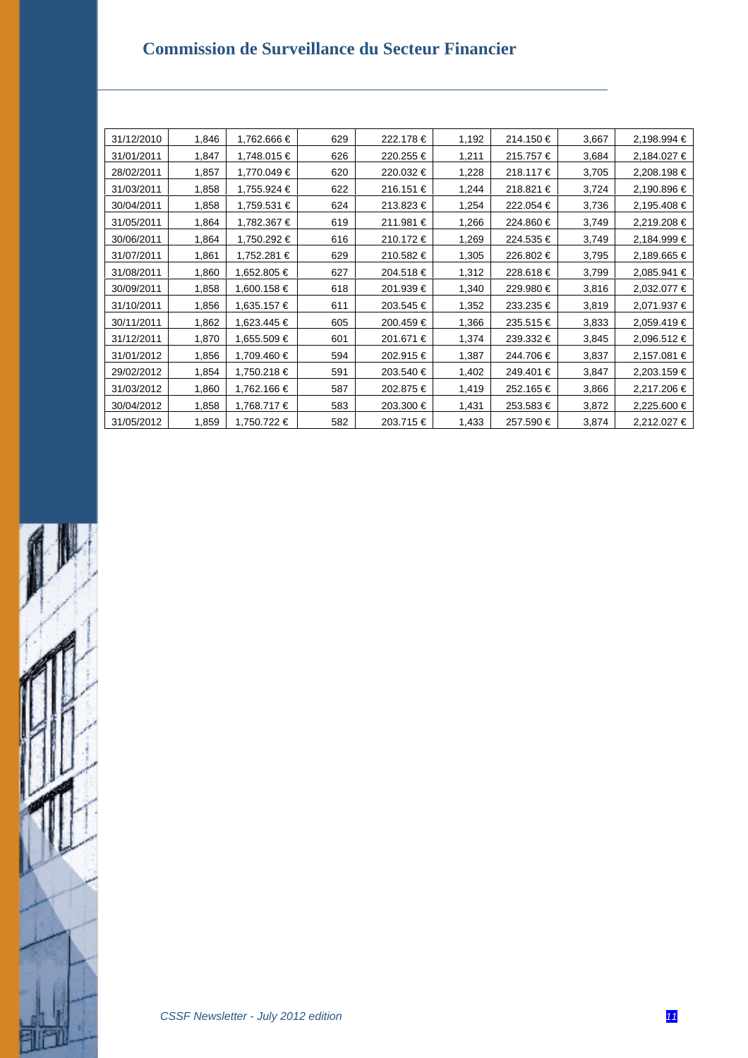| 31/12/2010 | 1,846 | 1,762.666 € | 629 | 222.178 € | 1,192 | 214.150 € | 3,667 | 2,198.994 € |
|---|---|---|---|---|---|---|---|---|
| 31/01/2011 | 1,847 | 1,748.015 € | 626 | 220.255 € | 1,211 | 215.757 € | 3,684 | 2,184.027 € |
| 28/02/2011 | 1,857 | 1,770.049 € | 620 | 220.032 € | 1,228 | 218.117 € | 3,705 | 2,208.198 € |
| 31/03/2011 | 1,858 | 1,755.924 € | 622 | 216.151 € | 1,244 | 218.821 € | 3,724 | 2,190.896 € |
| 30/04/2011 | 1,858 | 1,759.531 € | 624 | 213.823 € | 1,254 | 222.054 € | 3,736 | 2,195.408 € |
| 31/05/2011 | 1,864 | 1,782.367 € | 619 | 211.981 € | 1,266 | 224.860 € | 3,749 | 2,219.208 € |
| 30/06/2011 | 1,864 | 1,750.292 € | 616 | 210.172 € | 1,269 | 224.535 € | 3,749 | 2,184.999 € |
| 31/07/2011 | 1,861 | 1,752.281 € | 629 | 210.582 € | 1,305 | 226.802 € | 3,795 | 2,189.665 € |
| 31/08/2011 | 1,860 | 1,652.805 € | 627 | 204.518 € | 1,312 | 228.618 € | 3,799 | 2,085.941 € |
| 30/09/2011 | 1,858 | 1,600.158 € | 618 | 201.939 € | 1,340 | 229.980 € | 3,816 | 2,032.077 € |
| 31/10/2011 | 1,856 | 1,635.157 € | 611 | 203.545 € | 1,352 | 233.235 € | 3,819 | 2,071.937 € |
| 30/11/2011 | 1,862 | 1,623.445 € | 605 | 200.459 € | 1,366 | 235.515 € | 3,833 | 2,059.419 € |
| 31/12/2011 | 1,870 | 1,655.509 € | 601 | 201.671 € | 1,374 | 239.332 € | 3,845 | 2,096.512 € |
| 31/01/2012 | 1,856 | 1,709.460 € | 594 | 202.915 € | 1,387 | 244.706 € | 3,837 | 2,157.081 € |
| 29/02/2012 | 1,854 | 1,750.218 € | 591 | 203.540 € | 1,402 | 249.401 € | 3,847 | 2,203.159 € |
| 31/03/2012 | 1,860 | 1,762.166 € | 587 | 202.875 € | 1,419 | 252.165 € | 3,866 | 2,217.206 € |
| 30/04/2012 | 1,858 | 1,768.717 € | 583 | 203.300 € | 1,431 | 253.583 € | 3,872 | 2,225.600 € |
| 31/05/2012 | 1,859 | 1,750.722 € | 582 | 203.715 € | 1,433 | 257.590 € | 3,874 | 2,212.027 € |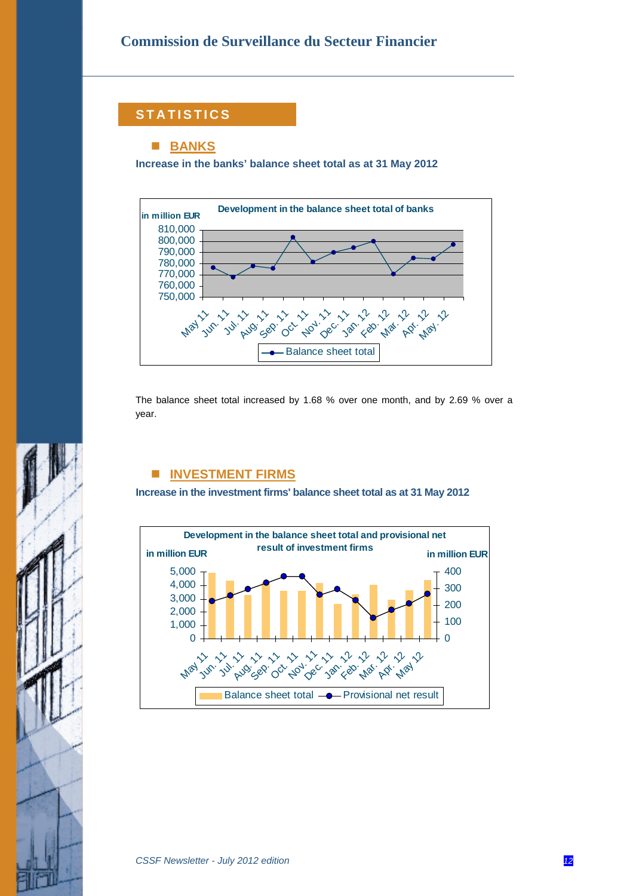## STATISTICS

### BANKS

**Increase in the banks' balance sheet total as at 31 May 2012**

The balance sheet total increased by 1.68 % over one month, and by 2.69 % over a year.

### INVESTMENT FIRMS

**Increase in the investment firms' balance sheet total as at 31 May 2012**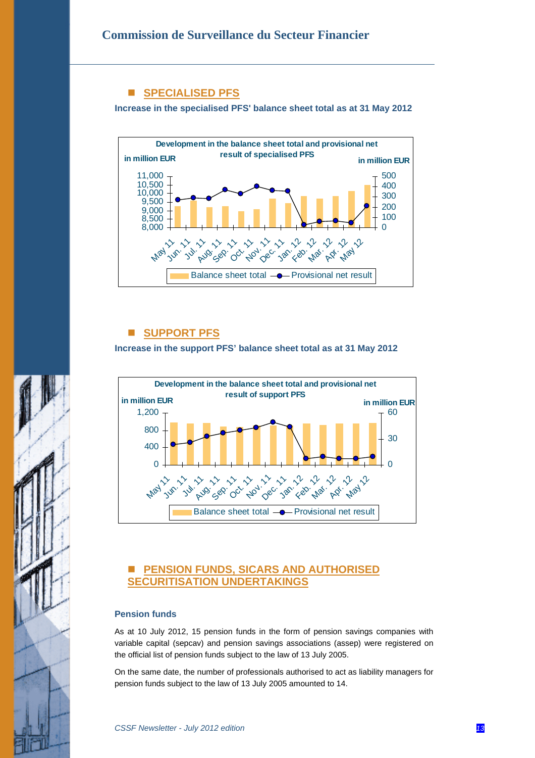## SPECIALISED PFS

**Increase in the specialised PFS' balance sheet total as at 31 May 2012**

**Development in the balance sheet total and provisional net result of specialised PFS**

## SUPPORT PFS

**Increase in the support PFS' balance sheet total as at 31 May 2012**

**Development in the balance sheet total and provisional net result of support PFS**

## PENSION FUNDS, SICARS AND AUTHORISED SECURITISATION UNDERTAKINGS

### Pension funds

As at 10 July 2012, 15 pension funds in the form of pension savings companies with variable capital (sepcav) and pension savings associations (assep) were registered on the official list of pension funds subject to the law of 13 July 2005.

On the same date, the number of professionals authorised to act as liability managers for pension funds subject to the law of 13 July 2005 amounted to 14.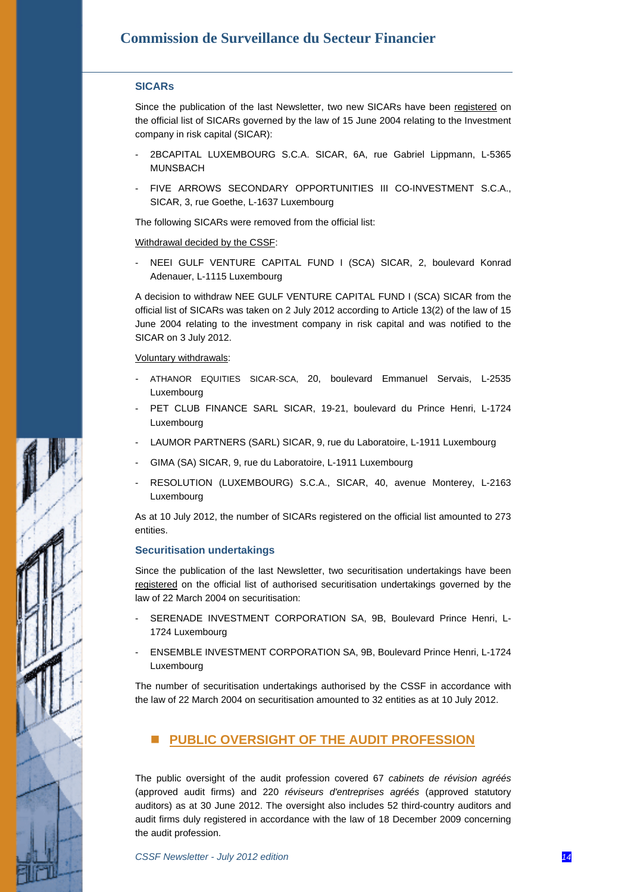### SICARs

Since the publication of the last Newsletter, two new SICARs have been registered on the official list of SICARs governed by the law of 15 June 2004 relating to the Investment company in risk capital (SICAR):

- 2BCAPITAL LUXEMBOURG S.C.A. SICAR, 6A, rue Gabriel Lippmann, L-5365 MUNSBACH
- FIVE ARROWS SECONDARY OPPORTUNITIES III CO-INVESTMENT S.C.A., SICAR, 3, rue Goethe, L-1637 Luxembourg

The following SICARs were removed from the official list:

Withdrawal decided by the CSSF:

- NEEI GULF VENTURE CAPITAL FUND I (SCA) SICAR, 2, boulevard Konrad Adenauer, L-1115 Luxembourg

A decision to withdraw NEE GULF VENTURE CAPITAL FUND I (SCA) SICAR from the official list of SICARs was taken on 2 July 2012 according to Article 13(2) of the law of 15 June 2004 relating to the investment company in risk capital and was notified to the SICAR on 3 July 2012.

Voluntary withdrawals:

- ATHANOR EQUITIES SICAR-SCA, 20, boulevard Emmanuel Servais, L-2535 Luxembourg
- PET CLUB FINANCE SARL SICAR, 19-21, boulevard du Prince Henri, L-1724 Luxembourg
- LAUMOR PARTNERS (SARL) SICAR, 9, rue du Laboratoire, L-1911 Luxembourg
- GIMA (SA) SICAR, 9, rue du Laboratoire, L-1911 Luxembourg
- RESOLUTION (LUXEMBOURG) S.C.A., SICAR, 40, avenue Monterey, L-2163 Luxembourg

As at 10 July 2012, the number of SICARs registered on the official list amounted to 273 entities.

### Securitisation undertakings

Since the publication of the last Newsletter, two securitisation undertakings have been registered on the official list of authorised securitisation undertakings governed by the law of 22 March 2004 on securitisation:

- SERENADE INVESTMENT CORPORATION SA, 9B, Boulevard Prince Henri, L-1724 Luxembourg
- ENSEMBLE INVESTMENT CORPORATION SA, 9B, Boulevard Prince Henri, L-1724 Luxembourg

The number of securitisation undertakings authorised by the CSSF in accordance with the law of 22 March 2004 on securitisation amounted to 32 entities as at 10 July 2012.

## PUBLIC OVERSIGHT OF THE AUDIT PROFESSION

The public oversight of the audit profession covered 67 *cabinets de révision agréés* (approved audit firms) and 220 *réviseurs d'entreprises agréés* (approved statutory auditors) as at 30 June 2012. The oversight also includes 52 third-country auditors and audit firms duly registered in accordance with the law of 18 December 2009 concerning the audit profession.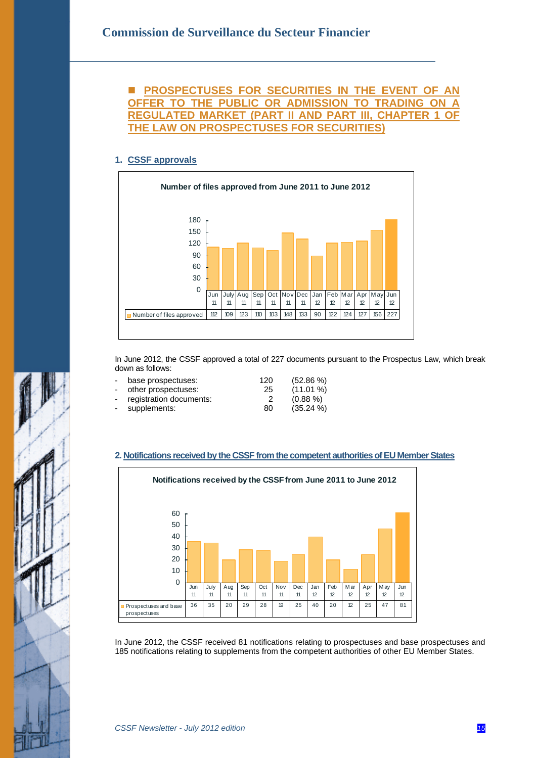## PROSPECTUSES FOR SECURITIES IN THE EVENT OF AN OFFER TO THE PUBLIC OR ADMISSION TO TRADING ON A REGULATED MARKET (PART II AND PART III, CHAPTER 1 OF THE LAW ON PROSPECTUSES FOR SECURITIES)

### 1. CSSF approvals

**Number of files approved from June 2011 to June 2012**

| | Jun 11 | July 11 | Aug 11 | Sep 11 | Oct 11 | Nov 11 | Dec 11 | Jan 12 | Feb 12 | Mar 12 | Apr 12 | May 12 | Jun 12 |
|---|---|---|---|---|---|---|---|---|---|---|---|---|---|
| Number of files approved | 112 | 109 | 123 | 110 | 103 | 148 | 133 | 90 | 122 | 124 | 127 | 156 | 227 |

In June 2012, the CSSF approved a total of 227 documents pursuant to the Prospectus Law, which break down as follows:

- base prospectuses: 120 (52.86 %)
- other prospectuses: 25 (11.01 %)
- registration documents: 2 (0.88 %)
- supplements: 80 (35.24 %)

### 2. Notifications received by the CSSF from the competent authorities of EU Member States

**Notifications received by the CSSF from June 2011 to June 2012**

| | Jun 11 | July 11 | Aug 11 | Sep 11 | Oct 11 | Nov 11 | Dec 11 | Jan 12 | Feb 12 | Mar 12 | Apr 12 | May 12 | Jun 12 |
|---|---|---|---|---|---|---|---|---|---|---|---|---|---|
| Prospectuses and base prospectuses | 36 | 35 | 20 | 29 | 28 | 19 | 25 | 40 | 20 | 12 | 25 | 47 | 81 |

In June 2012, the CSSF received 81 notifications relating to prospectuses and base prospectuses and 185 notifications relating to supplements from the competent authorities of other EU Member States.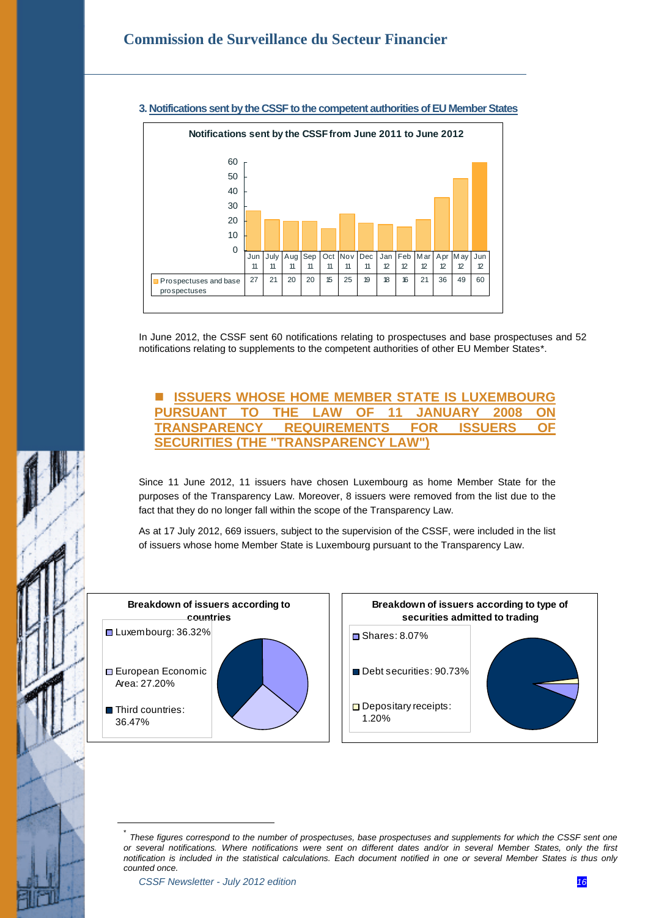### 3. Notifications sent by the CSSF to the competent authorities of EU Member States

**Notifications sent by the CSSF from June 2011 to June 2012**

| | Jun 11 | July 11 | Aug 11 | Sep 11 | Oct 11 | Nov 11 | Dec 11 | Jan 12 | Feb 12 | Mar 12 | Apr 12 | May 12 | Jun 12 |
|---|---|---|---|---|---|---|---|---|---|---|---|---|---|
| Prospectuses and base prospectuses | 27 | 21 | 20 | 20 | 15 | 25 | 19 | 18 | 16 | 21 | 36 | 49 | 60 |

In June 2012, the CSSF sent 60 notifications relating to prospectuses and base prospectuses and 52 notifications relating to supplements to the competent authorities of other EU Member States*.

## ISSUERS WHOSE HOME MEMBER STATE IS LUXEMBOURG PURSUANT TO THE LAW OF 11 JANUARY 2008 ON TRANSPARENCY REQUIREMENTS FOR ISSUERS OF SECURITIES (THE "TRANSPARENCY LAW")

Since 11 June 2012, 11 issuers have chosen Luxembourg as home Member State for the purposes of the Transparency Law. Moreover, 8 issuers were removed from the list due to the fact that they do no longer fall within the scope of the Transparency Law.

As at 17 July 2012, 669 issuers, subject to the supervision of the CSSF, were included in the list of issuers whose home Member State is Luxembourg pursuant to the Transparency Law.

**Breakdown of issuers according to countries**

- Luxembourg: 36.32%
- European Economic Area: 27.20%
- Third countries: 36.47%

**Breakdown of issuers according to type of securities admitted to trading**

- Shares: 8.07%
- Debt securities: 90.73%
- Depositary receipts: 1.20%

---

\* *These figures correspond to the number of prospectuses, base prospectuses and supplements for which the CSSF sent one or several notifications. Where notifications were sent on different dates and/or in several Member States, only the first notification is included in the statistical calculations. Each document notified in one or several Member States is thus only counted once.*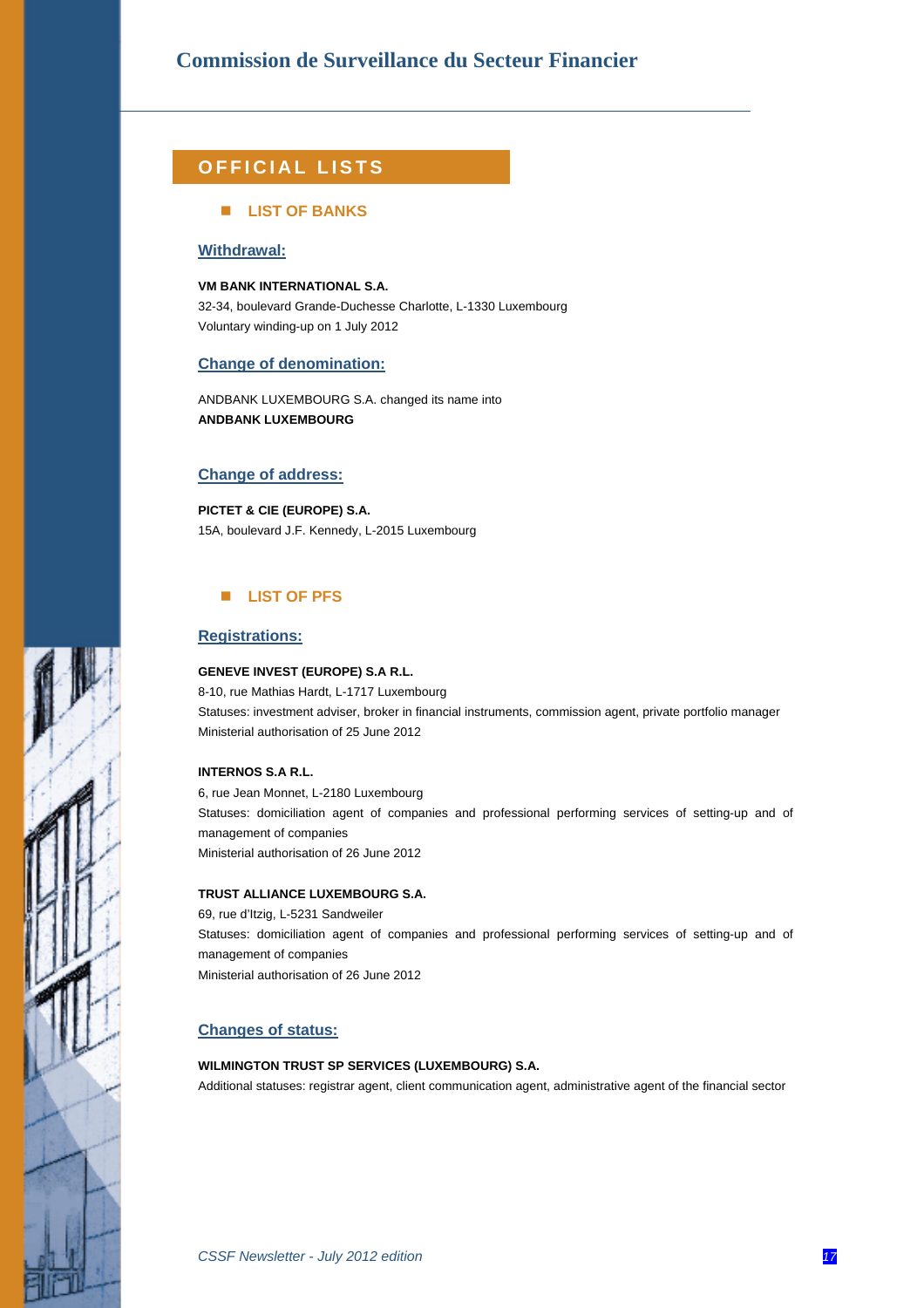# OFFICIAL LISTS

## LIST OF BANKS

### Withdrawal:

**VM BANK INTERNATIONAL S.A.**
32-34, boulevard Grande-Duchesse Charlotte, L-1330 Luxembourg
Voluntary winding-up on 1 July 2012

### Change of denomination:

ANDBANK LUXEMBOURG S.A. changed its name into
**ANDBANK LUXEMBOURG**

### Change of address:

**PICTET & CIE (EUROPE) S.A.**
15A, boulevard J.F. Kennedy, L-2015 Luxembourg

## LIST OF PFS

### Registrations:

**GENEVE INVEST (EUROPE) S.A R.L.**
8-10, rue Mathias Hardt, L-1717 Luxembourg
Statuses: investment adviser, broker in financial instruments, commission agent, private portfolio manager
Ministerial authorisation of 25 June 2012

**INTERNOS S.A R.L.**
6, rue Jean Monnet, L-2180 Luxembourg
Statuses: domiciliation agent of companies and professional performing services of setting-up and of management of companies
Ministerial authorisation of 26 June 2012

**TRUST ALLIANCE LUXEMBOURG S.A.**
69, rue d'Itzig, L-5231 Sandweiler
Statuses: domiciliation agent of companies and professional performing services of setting-up and of management of companies
Ministerial authorisation of 26 June 2012

### Changes of status:

**WILMINGTON TRUST SP SERVICES (LUXEMBOURG) S.A.**
Additional statuses: registrar agent, client communication agent, administrative agent of the financial sector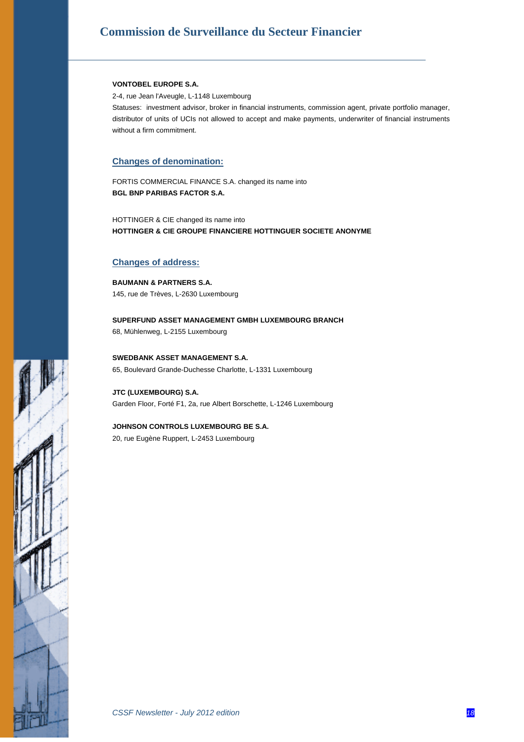**VONTOBEL EUROPE S.A.**

2-4, rue Jean l'Aveugle, L-1148 Luxembourg

Statuses: investment advisor, broker in financial instruments, commission agent, private portfolio manager, distributor of units of UCIs not allowed to accept and make payments, underwriter of financial instruments without a firm commitment.

## Changes of denomination:

FORTIS COMMERCIAL FINANCE S.A. changed its name into
**BGL BNP PARIBAS FACTOR S.A.**

HOTTINGER & CIE changed its name into
**HOTTINGER & CIE GROUPE FINANCIERE HOTTINGUER SOCIETE ANONYME**

## Changes of address:

**BAUMANN & PARTNERS S.A.**
145, rue de Trèves, L-2630 Luxembourg

**SUPERFUND ASSET MANAGEMENT GMBH LUXEMBOURG BRANCH**
68, Mühlenweg, L-2155 Luxembourg

**SWEDBANK ASSET MANAGEMENT S.A.**
65, Boulevard Grande-Duchesse Charlotte, L-1331 Luxembourg

**JTC (LUXEMBOURG) S.A.**
Garden Floor, Forté F1, 2a, rue Albert Borschette, L-1246 Luxembourg

**JOHNSON CONTROLS LUXEMBOURG BE S.A.**
20, rue Eugène Ruppert, L-2453 Luxembourg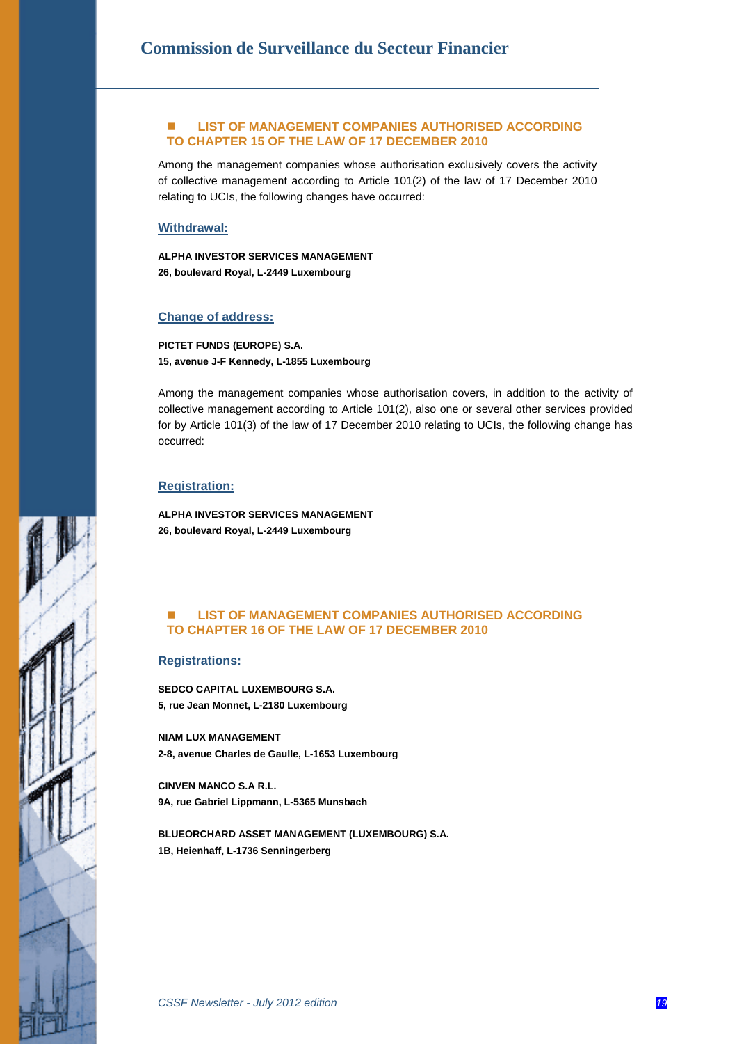## LIST OF MANAGEMENT COMPANIES AUTHORISED ACCORDING TO CHAPTER 15 OF THE LAW OF 17 DECEMBER 2010

Among the management companies whose authorisation exclusively covers the activity of collective management according to Article 101(2) of the law of 17 December 2010 relating to UCIs, the following changes have occurred:

### Withdrawal:

**ALPHA INVESTOR SERVICES MANAGEMENT**
**26, boulevard Royal, L-2449 Luxembourg**

### Change of address:

**PICTET FUNDS (EUROPE) S.A.**
**15, avenue J-F Kennedy, L-1855 Luxembourg**

Among the management companies whose authorisation covers, in addition to the activity of collective management according to Article 101(2), also one or several other services provided for by Article 101(3) of the law of 17 December 2010 relating to UCIs, the following change has occurred:

### Registration:

**ALPHA INVESTOR SERVICES MANAGEMENT**
**26, boulevard Royal, L-2449 Luxembourg**

## LIST OF MANAGEMENT COMPANIES AUTHORISED ACCORDING TO CHAPTER 16 OF THE LAW OF 17 DECEMBER 2010

### Registrations:

**SEDCO CAPITAL LUXEMBOURG S.A.**
**5, rue Jean Monnet, L-2180 Luxembourg**

**NIAM LUX MANAGEMENT**
**2-8, avenue Charles de Gaulle, L-1653 Luxembourg**

**CINVEN MANCO S.A R.L.**
**9A, rue Gabriel Lippmann, L-5365 Munsbach**

**BLUEORCHARD ASSET MANAGEMENT (LUXEMBOURG) S.A.**
**1B, Heienhaff, L-1736 Senningerberg**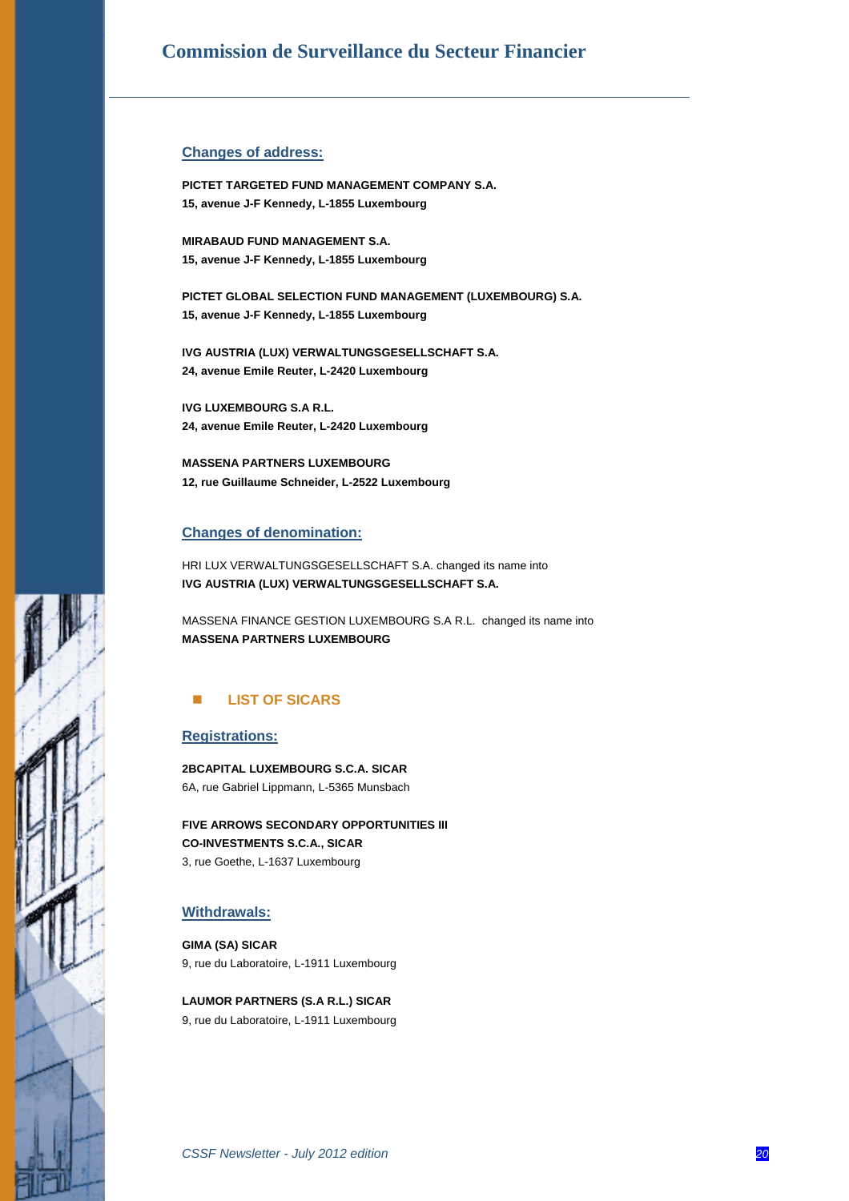### Changes of address:

**PICTET TARGETED FUND MANAGEMENT COMPANY S.A.**
**15, avenue J-F Kennedy, L-1855 Luxembourg**

**MIRABAUD FUND MANAGEMENT S.A.**
**15, avenue J-F Kennedy, L-1855 Luxembourg**

**PICTET GLOBAL SELECTION FUND MANAGEMENT (LUXEMBOURG) S.A.**
**15, avenue J-F Kennedy, L-1855 Luxembourg**

**IVG AUSTRIA (LUX) VERWALTUNGSGESELLSCHAFT S.A.**
**24, avenue Emile Reuter, L-2420 Luxembourg**

**IVG LUXEMBOURG S.A R.L.**
**24, avenue Emile Reuter, L-2420 Luxembourg**

**MASSENA PARTNERS LUXEMBOURG**
**12, rue Guillaume Schneider, L-2522 Luxembourg**

### Changes of denomination:

HRI LUX VERWALTUNGSGESELLSCHAFT S.A. changed its name into
**IVG AUSTRIA (LUX) VERWALTUNGSGESELLSCHAFT S.A.**

MASSENA FINANCE GESTION LUXEMBOURG S.A R.L. changed its name into
**MASSENA PARTNERS LUXEMBOURG**

## LIST OF SICARS

### Registrations:

**2BCAPITAL LUXEMBOURG S.C.A. SICAR**
6A, rue Gabriel Lippmann, L-5365 Munsbach

**FIVE ARROWS SECONDARY OPPORTUNITIES III CO-INVESTMENTS S.C.A., SICAR**
3, rue Goethe, L-1637 Luxembourg

### Withdrawals:

**GIMA (SA) SICAR**
9, rue du Laboratoire, L-1911 Luxembourg

**LAUMOR PARTNERS (S.A R.L.) SICAR**
9, rue du Laboratoire, L-1911 Luxembourg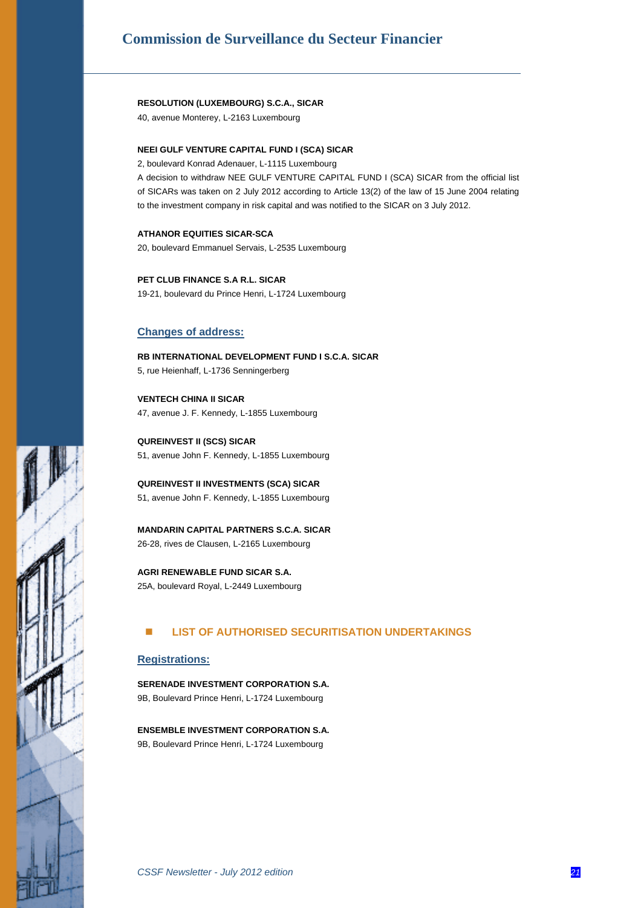**RESOLUTION (LUXEMBOURG) S.C.A., SICAR**
40, avenue Monterey, L-2163 Luxembourg

**NEEI GULF VENTURE CAPITAL FUND I (SCA) SICAR**
2, boulevard Konrad Adenauer, L-1115 Luxembourg
A decision to withdraw NEE GULF VENTURE CAPITAL FUND I (SCA) SICAR from the official list of SICARs was taken on 2 July 2012 according to Article 13(2) of the law of 15 June 2004 relating to the investment company in risk capital and was notified to the SICAR on 3 July 2012.

**ATHANOR EQUITIES SICAR-SCA**
20, boulevard Emmanuel Servais, L-2535 Luxembourg

**PET CLUB FINANCE S.A R.L. SICAR**
19-21, boulevard du Prince Henri, L-1724 Luxembourg

### Changes of address:

**RB INTERNATIONAL DEVELOPMENT FUND I S.C.A. SICAR**
5, rue Heienhaff, L-1736 Senningerberg

**VENTECH CHINA II SICAR**
47, avenue J. F. Kennedy, L-1855 Luxembourg

**QUREINVEST II (SCS) SICAR**
51, avenue John F. Kennedy, L-1855 Luxembourg

**QUREINVEST II INVESTMENTS (SCA) SICAR**
51, avenue John F. Kennedy, L-1855 Luxembourg

**MANDARIN CAPITAL PARTNERS S.C.A. SICAR**
26-28, rives de Clausen, L-2165 Luxembourg

**AGRI RENEWABLE FUND SICAR S.A.**
25A, boulevard Royal, L-2449 Luxembourg

## LIST OF AUTHORISED SECURITISATION UNDERTAKINGS

### Registrations:

**SERENADE INVESTMENT CORPORATION S.A.**
9B, Boulevard Prince Henri, L-1724 Luxembourg

**ENSEMBLE INVESTMENT CORPORATION S.A.**
9B, Boulevard Prince Henri, L-1724 Luxembourg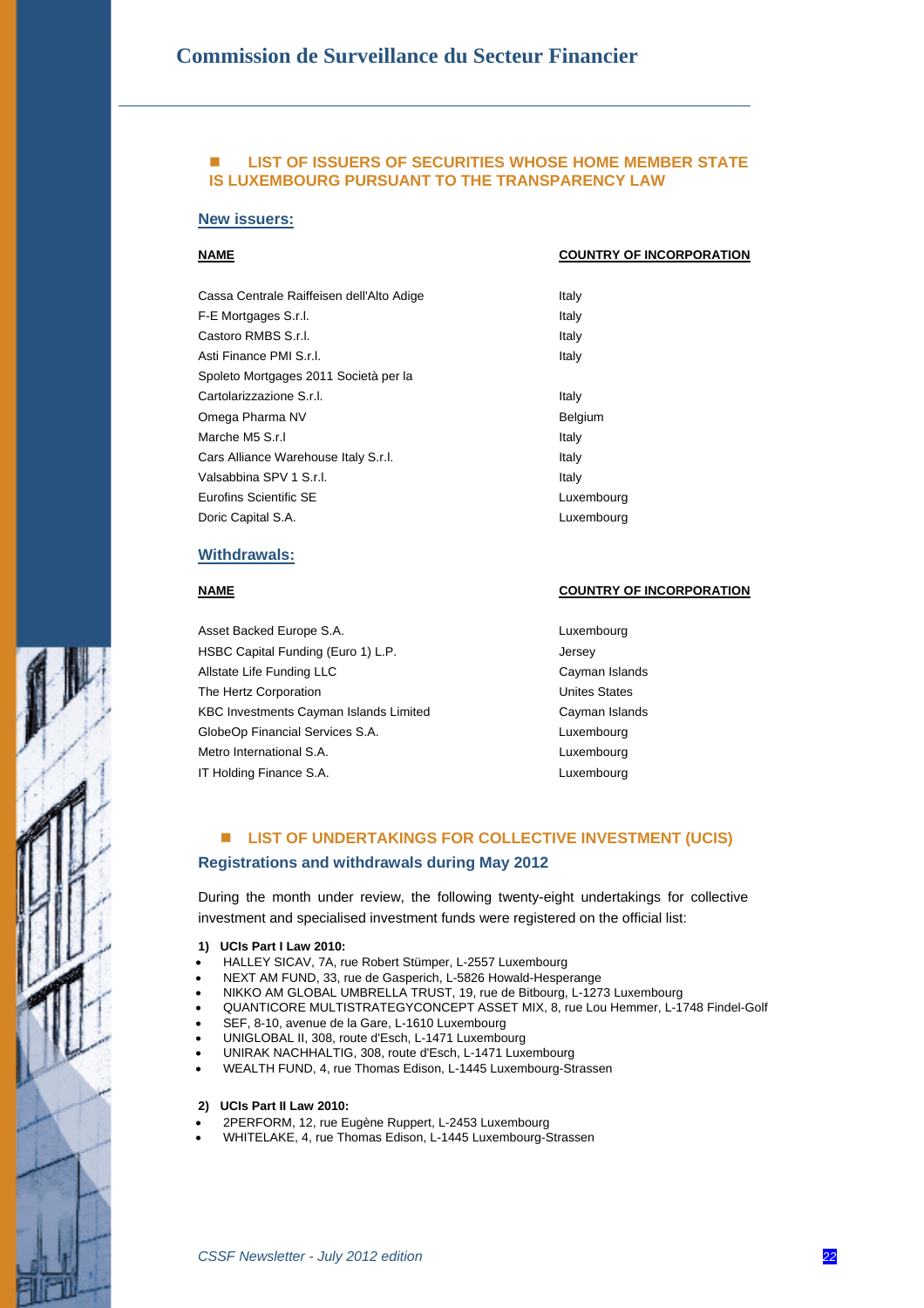## LIST OF ISSUERS OF SECURITIES WHOSE HOME MEMBER STATE IS LUXEMBOURG PURSUANT TO THE TRANSPARENCY LAW

### New issuers:

| NAME | COUNTRY OF INCORPORATION |
|---|---|
| Cassa Centrale Raiffeisen dell'Alto Adige | Italy |
| F-E Mortgages S.r.l. | Italy |
| Castoro RMBS S.r.l. | Italy |
| Asti Finance PMI S.r.l. | Italy |
| Spoleto Mortgages 2011 Società per la Cartolarizzazione S.r.l. | Italy |
| Omega Pharma NV | Belgium |
| Marche M5 S.r.l | Italy |
| Cars Alliance Warehouse Italy S.r.l. | Italy |
| Valsabbina SPV 1 S.r.l. | Italy |
| Eurofins Scientific SE | Luxembourg |
| Doric Capital S.A. | Luxembourg |

### Withdrawals:

| NAME | COUNTRY OF INCORPORATION |
|---|---|
| Asset Backed Europe S.A. | Luxembourg |
| HSBC Capital Funding (Euro 1) L.P. | Jersey |
| Allstate Life Funding LLC | Cayman Islands |
| The Hertz Corporation | Unites States |
| KBC Investments Cayman Islands Limited | Cayman Islands |
| GlobeOp Financial Services S.A. | Luxembourg |
| Metro International S.A. | Luxembourg |
| IT Holding Finance S.A. | Luxembourg |

## LIST OF UNDERTAKINGS FOR COLLECTIVE INVESTMENT (UCIS)

### Registrations and withdrawals during May 2012

During the month under review, the following twenty-eight undertakings for collective investment and specialised investment funds were registered on the official list:

**1) UCIs Part I Law 2010:**

- HALLEY SICAV, 7A, rue Robert Stümper, L-2557 Luxembourg
- NEXT AM FUND, 33, rue de Gasperich, L-5826 Howald-Hesperange
- NIKKO AM GLOBAL UMBRELLA TRUST, 19, rue de Bitbourg, L-1273 Luxembourg
- QUANTICORE MULTISTRATEGYCONCEPT ASSET MIX, 8, rue Lou Hemmer, L-1748 Findel-Golf
- SEF, 8-10, avenue de la Gare, L-1610 Luxembourg
- UNIGLOBAL II, 308, route d'Esch, L-1471 Luxembourg
- UNIRAK NACHHALTIG, 308, route d'Esch, L-1471 Luxembourg
- WEALTH FUND, 4, rue Thomas Edison, L-1445 Luxembourg-Strassen

**2) UCIs Part II Law 2010:**

- 2PERFORM, 12, rue Eugène Ruppert, L-2453 Luxembourg
- WHITELAKE, 4, rue Thomas Edison, L-1445 Luxembourg-Strassen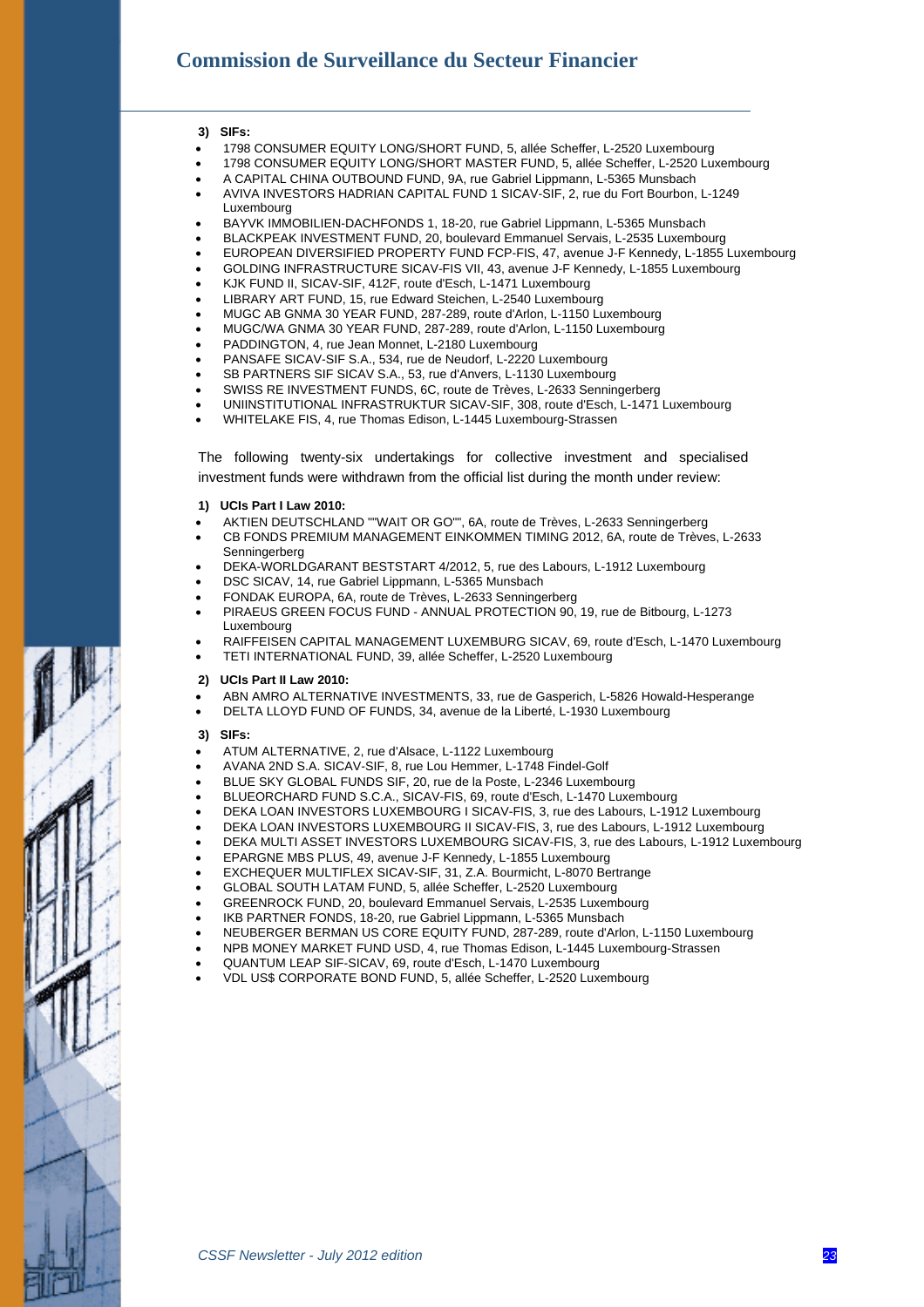**3) SIFs:**

- 1798 CONSUMER EQUITY LONG/SHORT FUND, 5, allée Scheffer, L-2520 Luxembourg
- 1798 CONSUMER EQUITY LONG/SHORT MASTER FUND, 5, allée Scheffer, L-2520 Luxembourg
- A CAPITAL CHINA OUTBOUND FUND, 9A, rue Gabriel Lippmann, L-5365 Munsbach
- AVIVA INVESTORS HADRIAN CAPITAL FUND 1 SICAV-SIF, 2, rue du Fort Bourbon, L-1249 Luxembourg
- BAYVK IMMOBILIEN-DACHFONDS 1, 18-20, rue Gabriel Lippmann, L-5365 Munsbach
- BLACKPEAK INVESTMENT FUND, 20, boulevard Emmanuel Servais, L-2535 Luxembourg
- EUROPEAN DIVERSIFIED PROPERTY FUND FCP-FIS, 47, avenue J-F Kennedy, L-1855 Luxembourg
- GOLDING INFRASTRUCTURE SICAV-FIS VII, 43, avenue J-F Kennedy, L-1855 Luxembourg
- KJK FUND II, SICAV-SIF, 412F, route d'Esch, L-1471 Luxembourg
- LIBRARY ART FUND, 15, rue Edward Steichen, L-2540 Luxembourg
- MUGC AB GNMA 30 YEAR FUND, 287-289, route d'Arlon, L-1150 Luxembourg
- MUGC/WA GNMA 30 YEAR FUND, 287-289, route d'Arlon, L-1150 Luxembourg
- PADDINGTON, 4, rue Jean Monnet, L-2180 Luxembourg
- PANSAFE SICAV-SIF S.A., 534, rue de Neudorf, L-2220 Luxembourg
- SB PARTNERS SIF SICAV S.A., 53, rue d'Anvers, L-1130 Luxembourg
- SWISS RE INVESTMENT FUNDS, 6C, route de Trèves, L-2633 Senningerberg
- UNIINSTITUTIONAL INFRASTRUKTUR SICAV-SIF, 308, route d'Esch, L-1471 Luxembourg
- WHITELAKE FIS, 4, rue Thomas Edison, L-1445 Luxembourg-Strassen

The following twenty-six undertakings for collective investment and specialised investment funds were withdrawn from the official list during the month under review:

**1) UCIs Part I Law 2010:**

- AKTIEN DEUTSCHLAND ""WAIT OR GO"", 6A, route de Trèves, L-2633 Senningerberg
- CB FONDS PREMIUM MANAGEMENT EINKOMMEN TIMING 2012, 6A, route de Trèves, L-2633 Senningerberg
- DEKA-WORLDGARANT BESTSTART 4/2012, 5, rue des Labours, L-1912 Luxembourg
- DSC SICAV, 14, rue Gabriel Lippmann, L-5365 Munsbach
- FONDAK EUROPA, 6A, route de Trèves, L-2633 Senningerberg
- PIRAEUS GREEN FOCUS FUND - ANNUAL PROTECTION 90, 19, rue de Bitbourg, L-1273 Luxembourg
- RAIFFEISEN CAPITAL MANAGEMENT LUXEMBURG SICAV, 69, route d'Esch, L-1470 Luxembourg
- TETI INTERNATIONAL FUND, 39, allée Scheffer, L-2520 Luxembourg

**2) UCIs Part II Law 2010:**

- ABN AMRO ALTERNATIVE INVESTMENTS, 33, rue de Gasperich, L-5826 Howald-Hesperange
- DELTA LLOYD FUND OF FUNDS, 34, avenue de la Liberté, L-1930 Luxembourg

**3) SIFs:**

- ATUM ALTERNATIVE, 2, rue d'Alsace, L-1122 Luxembourg
- AVANA 2ND S.A. SICAV-SIF, 8, rue Lou Hemmer, L-1748 Findel-Golf
- BLUE SKY GLOBAL FUNDS SIF, 20, rue de la Poste, L-2346 Luxembourg
- BLUEORCHARD FUND S.C.A., SICAV-FIS, 69, route d'Esch, L-1470 Luxembourg
- DEKA LOAN INVESTORS LUXEMBOURG I SICAV-FIS, 3, rue des Labours, L-1912 Luxembourg
- DEKA LOAN INVESTORS LUXEMBOURG II SICAV-FIS, 3, rue des Labours, L-1912 Luxembourg
- DEKA MULTI ASSET INVESTORS LUXEMBOURG SICAV-FIS, 3, rue des Labours, L-1912 Luxembourg
- EPARGNE MBS PLUS, 49, avenue J-F Kennedy, L-1855 Luxembourg
- EXCHEQUER MULTIFLEX SICAV-SIF, 31, Z.A. Bourmicht, L-8070 Bertrange
- GLOBAL SOUTH LATAM FUND, 5, allée Scheffer, L-2520 Luxembourg
- GREENROCK FUND, 20, boulevard Emmanuel Servais, L-2535 Luxembourg
- IKB PARTNER FONDS, 18-20, rue Gabriel Lippmann, L-5365 Munsbach
- NEUBERGER BERMAN US CORE EQUITY FUND, 287-289, route d'Arlon, L-1150 Luxembourg
- NPB MONEY MARKET FUND USD, 4, rue Thomas Edison, L-1445 Luxembourg-Strassen
- QUANTUM LEAP SIF-SICAV, 69, route d'Esch, L-1470 Luxembourg
- VDL US$ CORPORATE BOND FUND, 5, allée Scheffer, L-2520 Luxembourg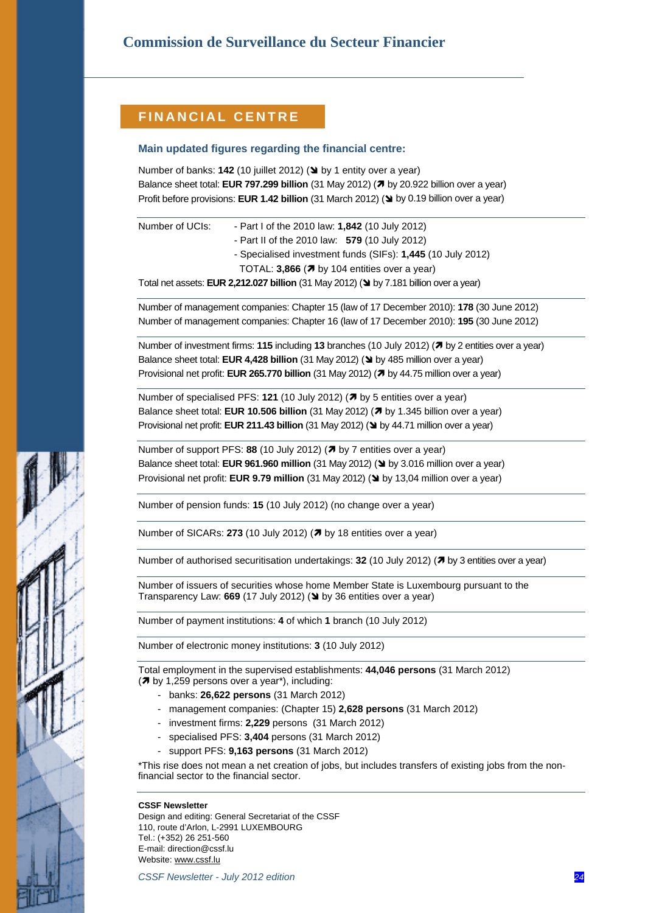## FINANCIAL CENTRE

### Main updated figures regarding the financial centre:

Number of banks: **142** (10 juillet 2012) (↘ by 1 entity over a year)
Balance sheet total: **EUR 797.299 billion** (31 May 2012) (↗ by 20.922 billion over a year)
Profit before provisions: **EUR 1.42 billion** (31 March 2012) (↘ by 0.19 billion over a year)

---

Number of UCIs:
- Part I of the 2010 law: **1,842** (10 July 2012)
- Part II of the 2010 law: **579** (10 July 2012)
- Specialised investment funds (SIFs): **1,445** (10 July 2012)

TOTAL: **3,866** (↗ by 104 entities over a year)

Total net assets: **EUR 2,212.027 billion** (31 May 2012) (↘ by 7.181 billion over a year)

---

Number of management companies: Chapter 15 (law of 17 December 2010): **178** (30 June 2012)
Number of management companies: Chapter 16 (law of 17 December 2010): **195** (30 June 2012)

---

Number of investment firms: **115** including **13** branches (10 July 2012) (↗ by 2 entities over a year)
Balance sheet total: **EUR 4,428 billion** (31 May 2012) (↘ by 485 million over a year)
Provisional net profit: **EUR 265.770 billion** (31 May 2012) (↗ by 44.75 million over a year)

---

Number of specialised PFS: **121** (10 July 2012) (↗ by 5 entities over a year)
Balance sheet total: **EUR 10.506 billion** (31 May 2012) (↗ by 1.345 billion over a year)
Provisional net profit: **EUR 211.43 billion** (31 May 2012) (↘ by 44.71 million over a year)

---

Number of support PFS: **88** (10 July 2012) (↗ by 7 entities over a year)
Balance sheet total: **EUR 961.960 million** (31 May 2012) (↘ by 3.016 million over a year)
Provisional net profit: **EUR 9.79 million** (31 May 2012) (↘ by 13,04 million over a year)

---

Number of pension funds: **15** (10 July 2012) (no change over a year)

---

Number of SICARs: **273** (10 July 2012) (↗ by 18 entities over a year)

---

Number of authorised securitisation undertakings: **32** (10 July 2012) (↗ by 3 entities over a year)

---

Number of issuers of securities whose home Member State is Luxembourg pursuant to the Transparency Law: **669** (17 July 2012) (↘ by 36 entities over a year)

---

Number of payment institutions: **4** of which **1** branch (10 July 2012)

---

Number of electronic money institutions: **3** (10 July 2012)

---

Total employment in the supervised establishments: **44,046 persons** (31 March 2012) (↗ by 1,259 persons over a year*), including:

- banks: **26,622 persons** (31 March 2012)
- management companies: (Chapter 15) **2,628 persons** (31 March 2012)
- investment firms: **2,229** persons (31 March 2012)
- specialised PFS: **3,404** persons (31 March 2012)
- support PFS: **9,163 persons** (31 March 2012)

*This rise does not mean a net creation of jobs, but includes transfers of existing jobs from the non-financial sector to the financial sector.

---

**CSSF Newsletter**
Design and editing: General Secretariat of the CSSF
110, route d'Arlon, L-2991 LUXEMBOURG
Tel.: (+352) 26 251-560
E-mail: direction@cssf.lu
Website: www.cssf.lu